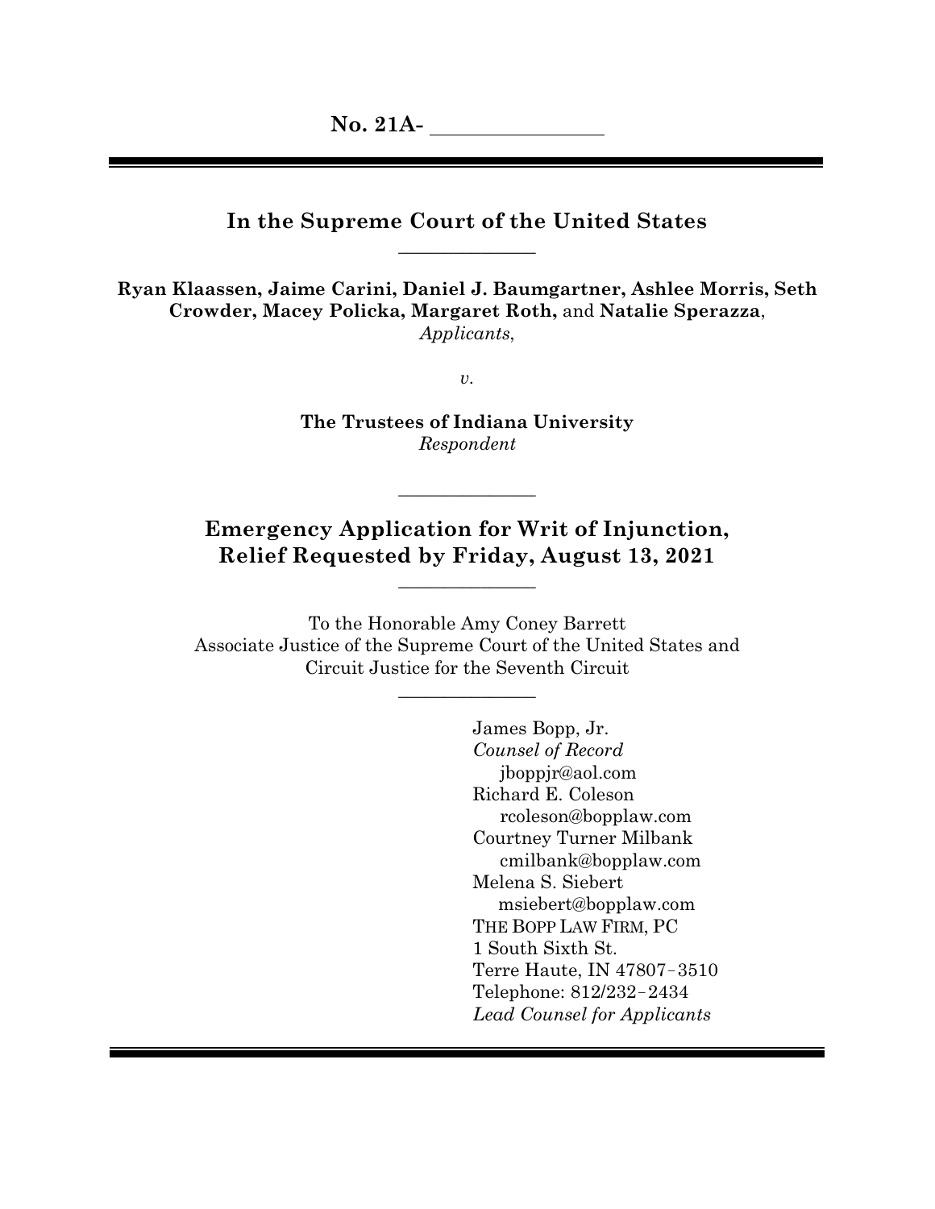**No. 21A- ________________**

---

# In the Supreme Court of the United States

______________

**Ryan Klaassen, Jaime Carini, Daniel J. Baumgartner, Ashlee Morris, Seth Crowder, Macey Policka, Margaret Roth,** and **Natalie Sperazza**,
*Applicants*,

*v.*

**The Trustees of Indiana University**
*Respondent*

______________

## Emergency Application for Writ of Injunction, Relief Requested by Friday, August 13, 2021

______________

To the Honorable Amy Coney Barrett
Associate Justice of the Supreme Court of the United States and
Circuit Justice for the Seventh Circuit

______________

James Bopp, Jr.
*Counsel of Record*
jboppjr@aol.com
Richard E. Coleson
rcoleson@bopplaw.com
Courtney Turner Milbank
cmilbank@bopplaw.com
Melena S. Siebert
msiebert@bopplaw.com
THE BOPP LAW FIRM, PC
1 South Sixth St.
Terre Haute, IN 47807–3510
Telephone: 812/232–2434
*Lead Counsel for Applicants*

---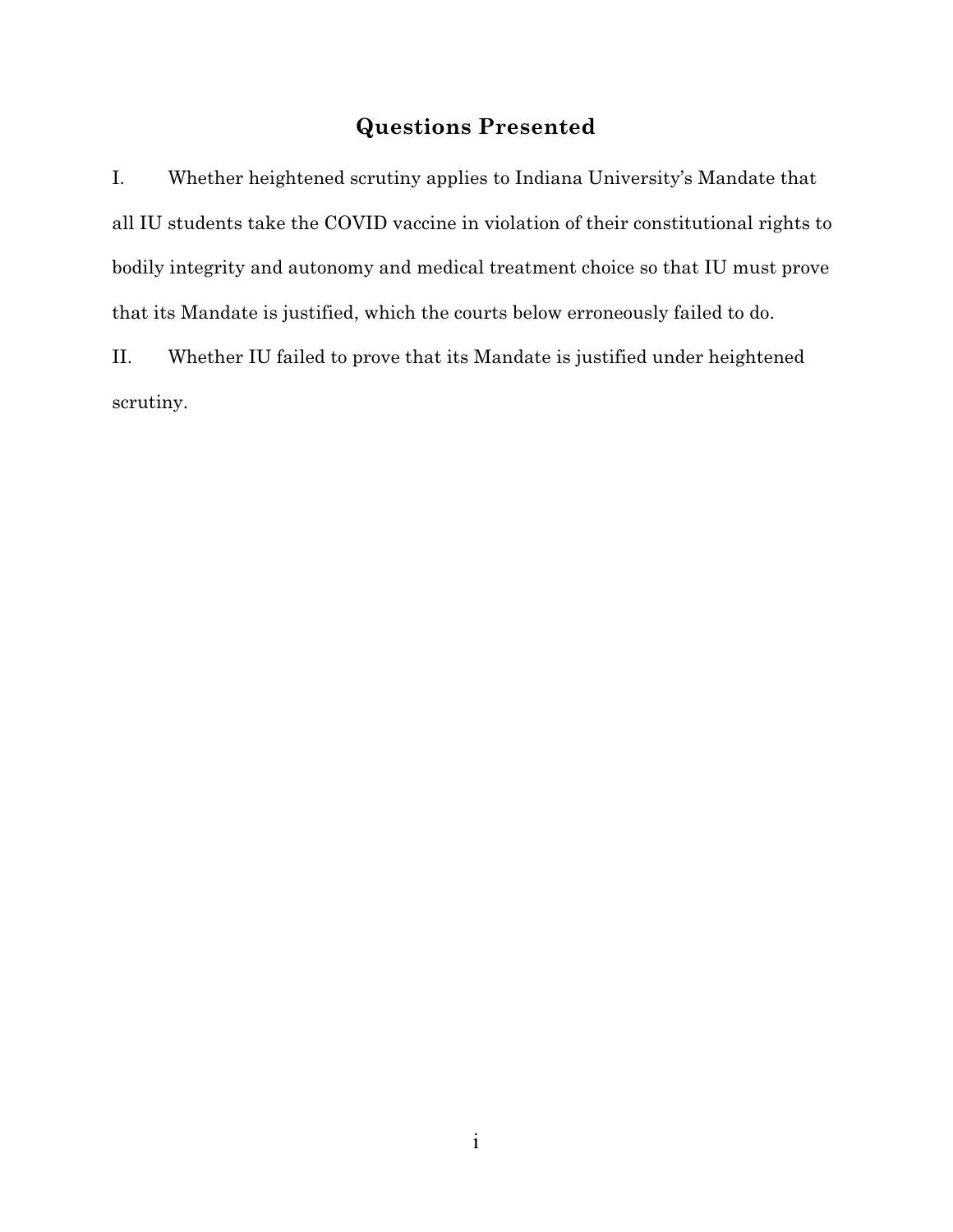## Questions Presented

I. Whether heightened scrutiny applies to Indiana University's Mandate that all IU students take the COVID vaccine in violation of their constitutional rights to bodily integrity and autonomy and medical treatment choice so that IU must prove that its Mandate is justified, which the courts below erroneously failed to do.

II. Whether IU failed to prove that its Mandate is justified under heightened scrutiny.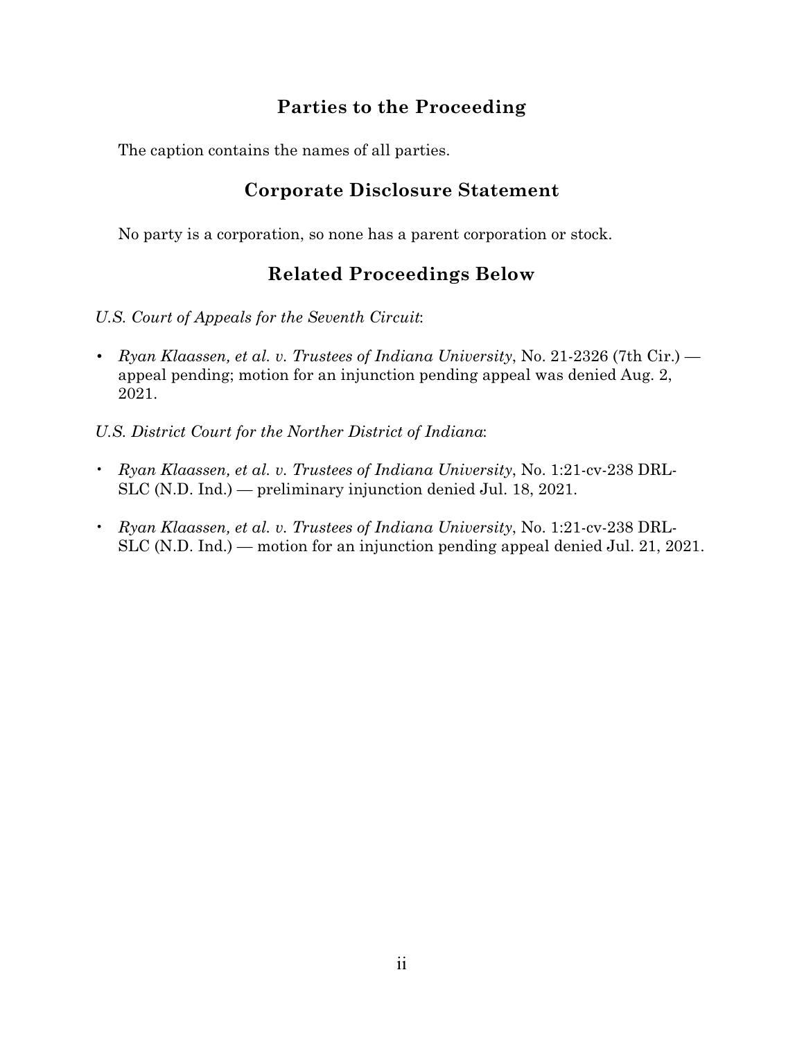## Parties to the Proceeding

The caption contains the names of all parties.

## Corporate Disclosure Statement

No party is a corporation, so none has a parent corporation or stock.

## Related Proceedings Below

*U.S. Court of Appeals for the Seventh Circuit*:

- *Ryan Klaassen, et al. v. Trustees of Indiana University*, No. 21-2326 (7th Cir.) — appeal pending; motion for an injunction pending appeal was denied Aug. 2, 2021.

*U.S. District Court for the Norther District of Indiana*:

- *Ryan Klaassen, et al. v. Trustees of Indiana University*, No. 1:21-cv-238 DRL-SLC (N.D. Ind.) — preliminary injunction denied Jul. 18, 2021.

- *Ryan Klaassen, et al. v. Trustees of Indiana University*, No. 1:21-cv-238 DRL-SLC (N.D. Ind.) — motion for an injunction pending appeal denied Jul. 21, 2021.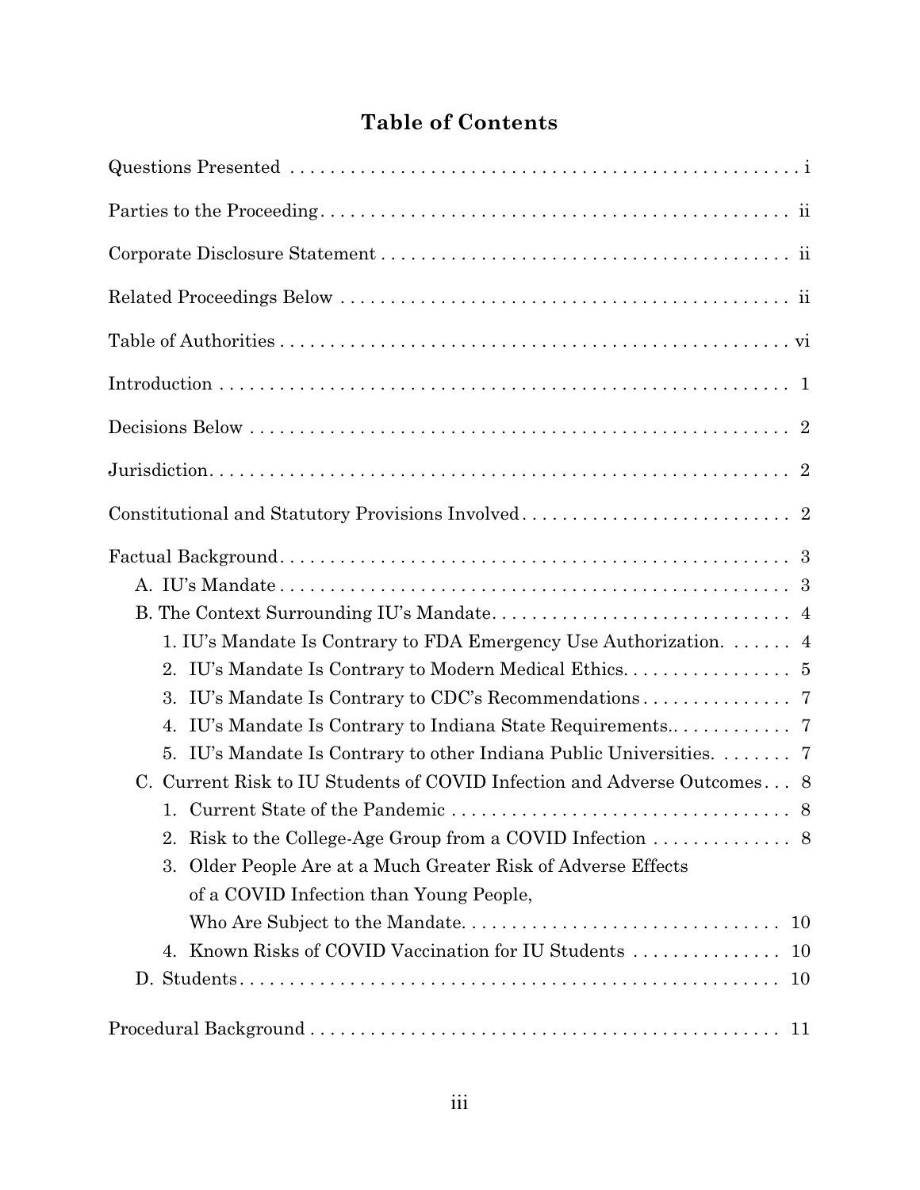## Table of Contents

Questions Presented . . . . . . . . . . . . . . . . . . . . . . . . . . . . . . . . . . . . . . . . . . . . . . . . . . . i

Parties to the Proceeding . . . . . . . . . . . . . . . . . . . . . . . . . . . . . . . . . . . . . . . . . . . . . . ii

Corporate Disclosure Statement . . . . . . . . . . . . . . . . . . . . . . . . . . . . . . . . . . . . . . . . . ii

Related Proceedings Below . . . . . . . . . . . . . . . . . . . . . . . . . . . . . . . . . . . . . . . . . . . . . ii

Table of Authorities . . . . . . . . . . . . . . . . . . . . . . . . . . . . . . . . . . . . . . . . . . . . . . . . . . vi

Introduction . . . . . . . . . . . . . . . . . . . . . . . . . . . . . . . . . . . . . . . . . . . . . . . . . . . . . . . . 1

Decisions Below . . . . . . . . . . . . . . . . . . . . . . . . . . . . . . . . . . . . . . . . . . . . . . . . . . . . . 2

Jurisdiction. . . . . . . . . . . . . . . . . . . . . . . . . . . . . . . . . . . . . . . . . . . . . . . . . . . . . . . . . . 2

Constitutional and Statutory Provisions Involved . . . . . . . . . . . . . . . . . . . . . . . . . . 2

Factual Background . . . . . . . . . . . . . . . . . . . . . . . . . . . . . . . . . . . . . . . . . . . . . . . . . . . 3

- A. IU's Mandate . . . . . . . . . . . . . . . . . . . . . . . . . . . . . . . . . . . . . . . . . . . . . . . . . . . 3
- B. The Context Surrounding IU's Mandate. . . . . . . . . . . . . . . . . . . . . . . . . . . . . . 4
  - 1. IU's Mandate Is Contrary to FDA Emergency Use Authorization. . . . . . . 4
  - 2. IU's Mandate Is Contrary to Modern Medical Ethics. . . . . . . . . . . . . . . . . 5
  - 3. IU's Mandate Is Contrary to CDC's Recommendations . . . . . . . . . . . . . . . 7
  - 4. IU's Mandate Is Contrary to Indiana State Requirements.. . . . . . . . . . . . 7
  - 5. IU's Mandate Is Contrary to other Indiana Public Universities. . . . . . . . 7
- C. Current Risk to IU Students of COVID Infection and Adverse Outcomes . . . 8
  - 1. Current State of the Pandemic . . . . . . . . . . . . . . . . . . . . . . . . . . . . . . . . . . 8
  - 2. Risk to the College-Age Group from a COVID Infection . . . . . . . . . . . . . . 8
  - 3. Older People Are at a Much Greater Risk of Adverse Effects of a COVID Infection than Young People, Who Are Subject to the Mandate. . . . . . . . . . . . . . . . . . . . . . . . . . . . . . . . 10
  - 4. Known Risks of COVID Vaccination for IU Students . . . . . . . . . . . . . . . 10
- D. Students. . . . . . . . . . . . . . . . . . . . . . . . . . . . . . . . . . . . . . . . . . . . . . . . . . . . . . 10

Procedural Background . . . . . . . . . . . . . . . . . . . . . . . . . . . . . . . . . . . . . . . . . . . . . . . . 11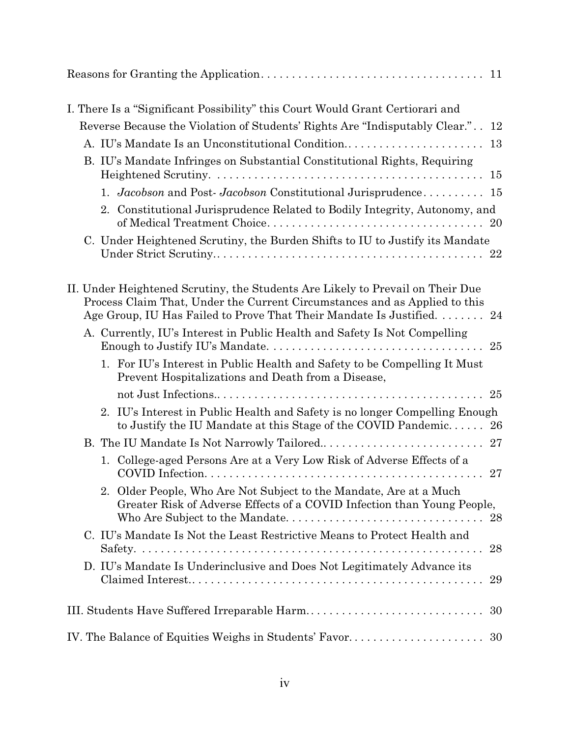Reasons for Granting the Application.................................... 11

I. There Is a "Significant Possibility" this Court Would Grant Certiorari and Reverse Because the Violation of Students' Rights Are "Indisputably Clear.".. 12

- A. IU's Mandate Is an Unconstitutional Condition........................ 13
- B. IU's Mandate Infringes on Substantial Constitutional Rights, Requiring Heightened Scrutiny........................................... 15
  - 1. *Jacobson* and Post- *Jacobson* Constitutional Jurisprudence.......... 15
  - 2. Constitutional Jurisprudence Related to Bodily Integrity, Autonomy, and of Medical Treatment Choice.................................. 20
- C. Under Heightened Scrutiny, the Burden Shifts to IU to Justify its Mandate Under Strict Scrutiny............................................ 22

II. Under Heightened Scrutiny, the Students Are Likely to Prevail on Their Due Process Claim That, Under the Current Circumstances and as Applied to this Age Group, IU Has Failed to Prove That Their Mandate Is Justified. ........ 24

- A. Currently, IU's Interest in Public Health and Safety Is Not Compelling Enough to Justify IU's Mandate.................................. 25
  - 1. For IU's Interest in Public Health and Safety to be Compelling It Must Prevent Hospitalizations and Death from a Disease, not Just Infections.......................................... 25
  - 2. IU's Interest in Public Health and Safety is no longer Compelling Enough to Justify the IU Mandate at this Stage of the COVID Pandemic...... 26
- B. The IU Mandate Is Not Narrowly Tailored.......................... 27
  - 1. College-aged Persons Are at a Very Low Risk of Adverse Effects of a COVID Infection............................................. 27
  - 2. Older People, Who Are Not Subject to the Mandate, Are at a Much Greater Risk of Adverse Effects of a COVID Infection than Young People, Who Are Subject to the Mandate................................ 28
- C. IU's Mandate Is Not the Least Restrictive Means to Protect Health and Safety. ........................................................ 28
- D. IU's Mandate Is Underinclusive and Does Not Legitimately Advance its Claimed Interest................................................ 29

III. Students Have Suffered Irreparable Harm.............................. 30

IV. The Balance of Equities Weighs in Students' Favor....................... 30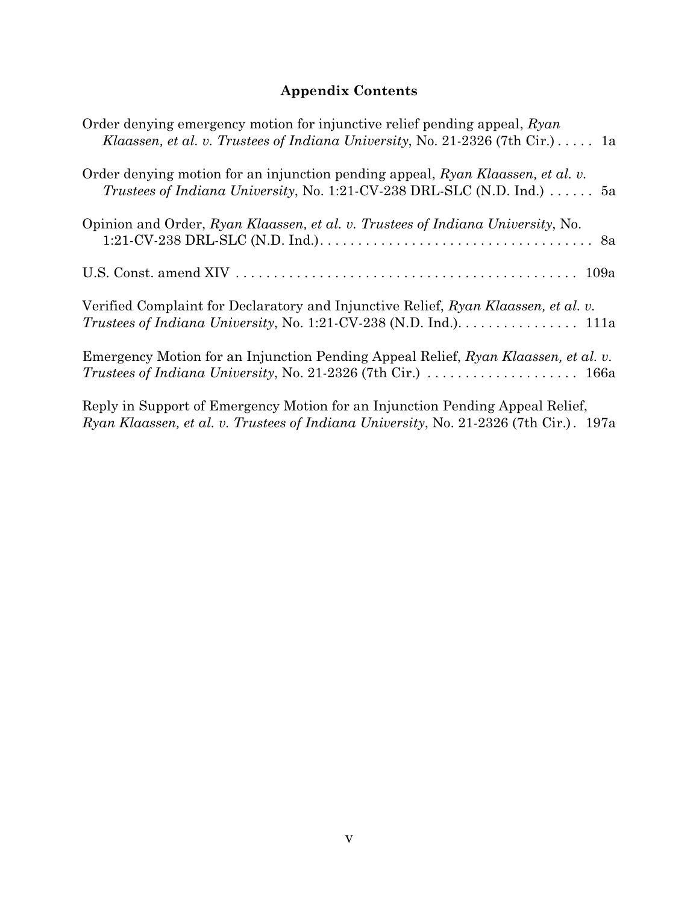## Appendix Contents

Order denying emergency motion for injunctive relief pending appeal, *Ryan Klaassen, et al. v. Trustees of Indiana University*, No. 21-2326 (7th Cir.) . . . . . 1a

Order denying motion for an injunction pending appeal, *Ryan Klaassen, et al. v. Trustees of Indiana University*, No. 1:21-CV-238 DRL-SLC (N.D. Ind.) . . . . . . 5a

Opinion and Order, *Ryan Klaassen, et al. v. Trustees of Indiana University*, No. 1:21-CV-238 DRL-SLC (N.D. Ind.). . . . . . . . . . . . . . . . . . . . . . . . . . . . . . . . . . . . . 8a

U.S. Const. amend XIV . . . . . . . . . . . . . . . . . . . . . . . . . . . . . . . . . . . . . . . . . . . . . 109a

Verified Complaint for Declaratory and Injunctive Relief, *Ryan Klaassen, et al. v. Trustees of Indiana University*, No. 1:21-CV-238 (N.D. Ind.). . . . . . . . . . . . . . . . 111a

Emergency Motion for an Injunction Pending Appeal Relief, *Ryan Klaassen, et al. v. Trustees of Indiana University*, No. 21-2326 (7th Cir.) . . . . . . . . . . . . . . . . . . . . 166a

Reply in Support of Emergency Motion for an Injunction Pending Appeal Relief, *Ryan Klaassen, et al. v. Trustees of Indiana University*, No. 21-2326 (7th Cir.) . 197a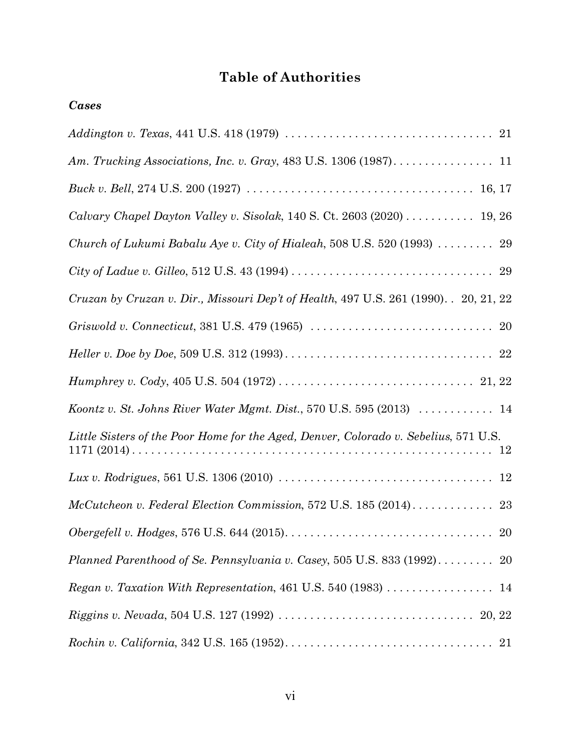# Table of Authorities

### *Cases*

*Addington v. Texas*, 441 U.S. 418 (1979) . . . . . . . . . . . . . . . . . . . . . . . . . . . . . . . . . 21

*Am. Trucking Associations, Inc. v. Gray*, 483 U.S. 1306 (1987). . . . . . . . . . . . . . . . 11

*Buck v. Bell*, 274 U.S. 200 (1927) . . . . . . . . . . . . . . . . . . . . . . . . . . . . . . . . . . . 16, 17

*Calvary Chapel Dayton Valley v. Sisolak*, 140 S. Ct. 2603 (2020) . . . . . . . . . . . 19, 26

*Church of Lukumi Babalu Aye v. City of Hialeah*, 508 U.S. 520 (1993) . . . . . . . . . 29

*City of Ladue v. Gilleo*, 512 U.S. 43 (1994) . . . . . . . . . . . . . . . . . . . . . . . . . . . . . . . 29

*Cruzan by Cruzan v. Dir., Missouri Dep't of Health*, 497 U.S. 261 (1990). . 20, 21, 22

*Griswold v. Connecticut*, 381 U.S. 479 (1965) . . . . . . . . . . . . . . . . . . . . . . . . . . . . . 20

*Heller v. Doe by Doe*, 509 U.S. 312 (1993) . . . . . . . . . . . . . . . . . . . . . . . . . . . . . . . . . 22

*Humphrey v. Cody*, 405 U.S. 504 (1972) . . . . . . . . . . . . . . . . . . . . . . . . . . . . . . . 21, 22

*Koontz v. St. Johns River Water Mgmt. Dist.*, 570 U.S. 595 (2013) . . . . . . . . . . . . 14

*Little Sisters of the Poor Home for the Aged, Denver, Colorado v. Sebelius*, 571 U.S. 1171 (2014) . . . . . . . . . . . . . . . . . . . . . . . . . . . . . . . . . . . . . . . . . . . . . . . . . . . . . . . . 12

*Lux v. Rodrigues*, 561 U.S. 1306 (2010) . . . . . . . . . . . . . . . . . . . . . . . . . . . . . . . . . 12

*McCutcheon v. Federal Election Commission*, 572 U.S. 185 (2014) . . . . . . . . . . . . . 23

*Obergefell v. Hodges*, 576 U.S. 644 (2015). . . . . . . . . . . . . . . . . . . . . . . . . . . . . . . . . 20

*Planned Parenthood of Se. Pennsylvania v. Casey*, 505 U.S. 833 (1992) . . . . . . . . . 20

*Regan v. Taxation With Representation*, 461 U.S. 540 (1983) . . . . . . . . . . . . . . . . . 14

*Riggins v. Nevada*, 504 U.S. 127 (1992) . . . . . . . . . . . . . . . . . . . . . . . . . . . . . . . 20, 22

*Rochin v. California*, 342 U.S. 165 (1952). . . . . . . . . . . . . . . . . . . . . . . . . . . . . . . . . 21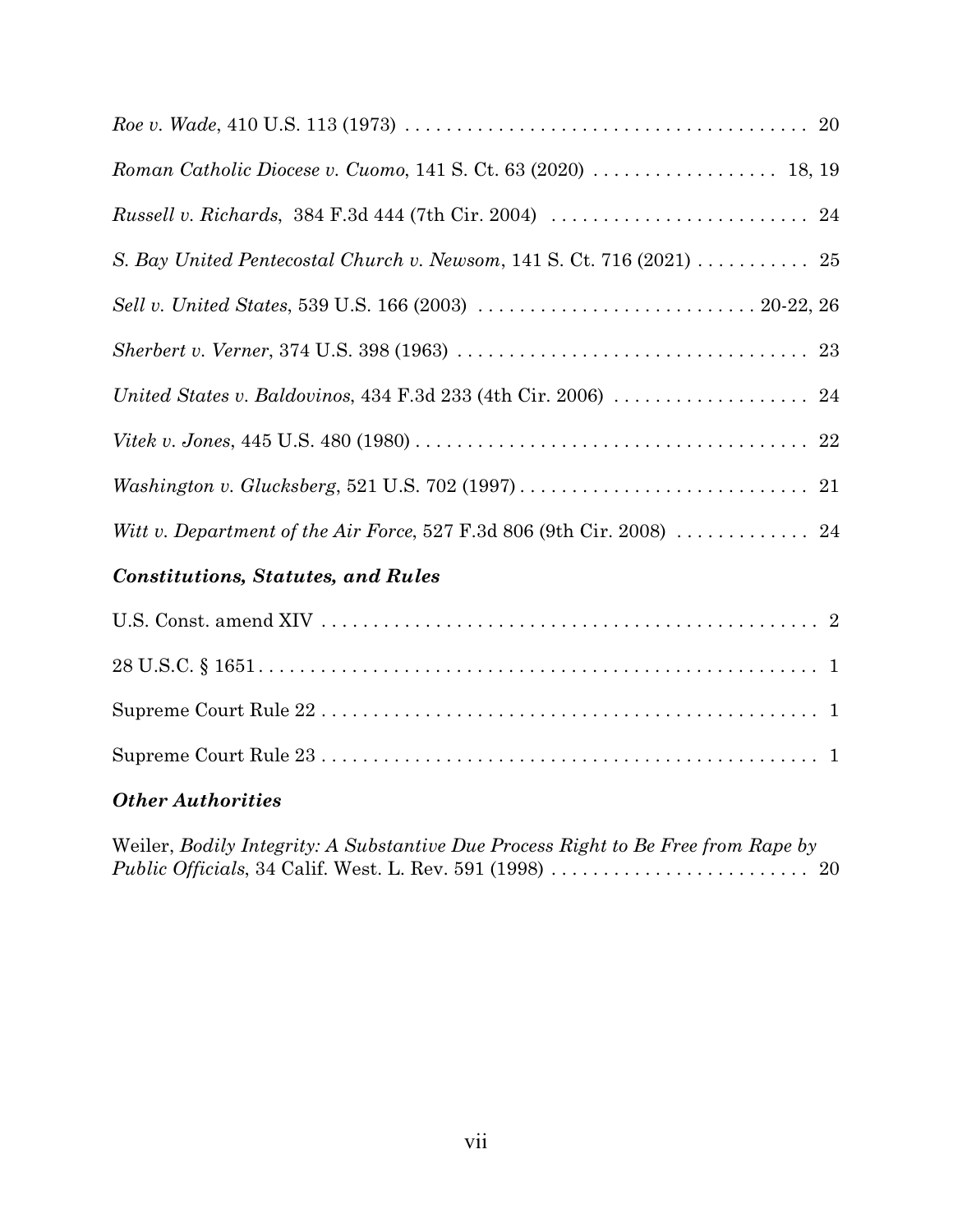*Roe v. Wade*, 410 U.S. 113 (1973) . . . . . . . . . . . . . . . . . . . . . . . . . . . . . . . . . . . . . . . 20

*Roman Catholic Diocese v. Cuomo*, 141 S. Ct. 63 (2020) . . . . . . . . . . . . . . . . . . 18, 19

*Russell v. Richards*, 384 F.3d 444 (7th Cir. 2004) . . . . . . . . . . . . . . . . . . . . . . . . . . 24

*S. Bay United Pentecostal Church v. Newsom*, 141 S. Ct. 716 (2021) . . . . . . . . . . . 25

*Sell v. United States*, 539 U.S. 166 (2003) . . . . . . . . . . . . . . . . . . . . . . . . . . . 20-22, 26

*Sherbert v. Verner*, 374 U.S. 398 (1963) . . . . . . . . . . . . . . . . . . . . . . . . . . . . . . . . . . 23

*United States v. Baldovinos*, 434 F.3d 233 (4th Cir. 2006) . . . . . . . . . . . . . . . . . . . 24

*Vitek v. Jones*, 445 U.S. 480 (1980) . . . . . . . . . . . . . . . . . . . . . . . . . . . . . . . . . . . . . . 22

*Washington v. Glucksberg*, 521 U.S. 702 (1997) . . . . . . . . . . . . . . . . . . . . . . . . . . . . 21

*Witt v. Department of the Air Force*, 527 F.3d 806 (9th Cir. 2008) . . . . . . . . . . . . . 24

### *Constitutions, Statutes, and Rules*

U.S. Const. amend XIV . . . . . . . . . . . . . . . . . . . . . . . . . . . . . . . . . . . . . . . . . . . . . . . . 2

28 U.S.C. § 1651 . . . . . . . . . . . . . . . . . . . . . . . . . . . . . . . . . . . . . . . . . . . . . . . . . . . . . 1

Supreme Court Rule 22 . . . . . . . . . . . . . . . . . . . . . . . . . . . . . . . . . . . . . . . . . . . . . . . . 1

Supreme Court Rule 23 . . . . . . . . . . . . . . . . . . . . . . . . . . . . . . . . . . . . . . . . . . . . . . . . 1

### *Other Authorities*

Weiler, *Bodily Integrity: A Substantive Due Process Right to Be Free from Rape by Public Officials*, 34 Calif. West. L. Rev. 591 (1998) . . . . . . . . . . . . . . . . . . . . . . . . . . 20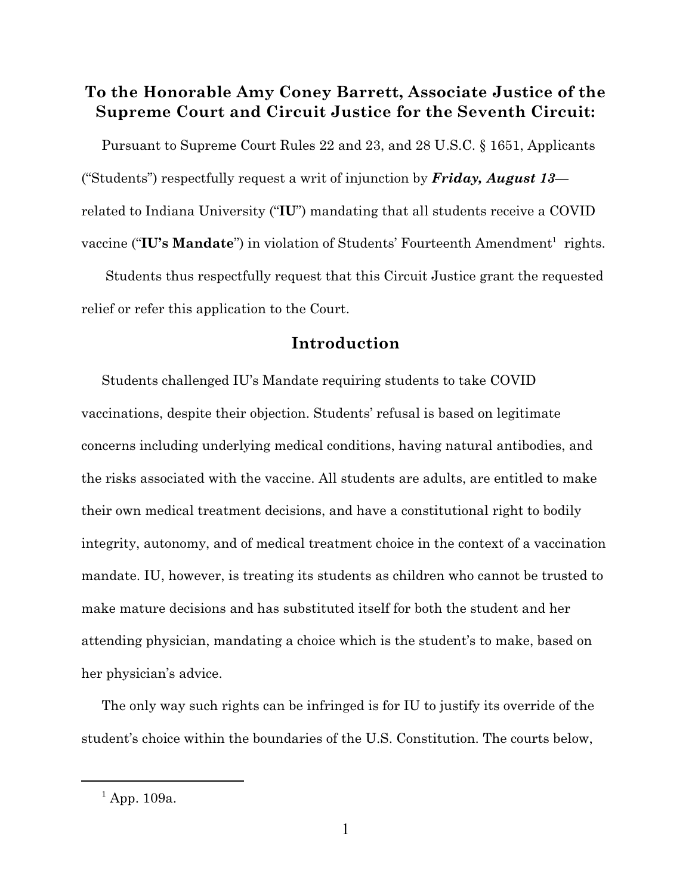## To the Honorable Amy Coney Barrett, Associate Justice of the Supreme Court and Circuit Justice for the Seventh Circuit:

Pursuant to Supreme Court Rules 22 and 23, and 28 U.S.C. § 1651, Applicants ("Students") respectfully request a writ of injunction by ***Friday, August 13***—related to Indiana University ("**IU**") mandating that all students receive a COVID vaccine ("**IU's Mandate**") in violation of Students' Fourteenth Amendment[1] rights.

Students thus respectfully request that this Circuit Justice grant the requested relief or refer this application to the Court.

## Introduction

Students challenged IU's Mandate requiring students to take COVID vaccinations, despite their objection. Students' refusal is based on legitimate concerns including underlying medical conditions, having natural antibodies, and the risks associated with the vaccine. All students are adults, are entitled to make their own medical treatment decisions, and have a constitutional right to bodily integrity, autonomy, and of medical treatment choice in the context of a vaccination mandate. IU, however, is treating its students as children who cannot be trusted to make mature decisions and has substituted itself for both the student and her attending physician, mandating a choice which is the student's to make, based on her physician's advice.

The only way such rights can be infringed is for IU to justify its override of the student's choice within the boundaries of the U.S. Constitution. The courts below,

[1] App. 109a.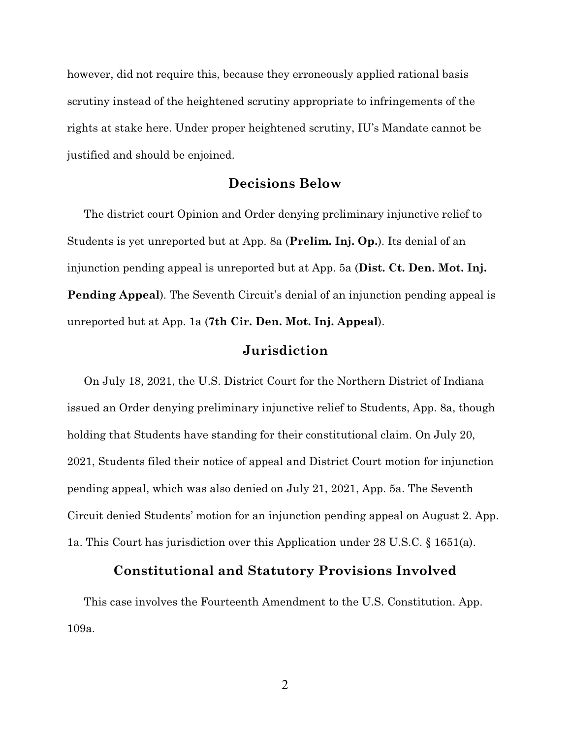however, did not require this, because they erroneously applied rational basis scrutiny instead of the heightened scrutiny appropriate to infringements of the rights at stake here. Under proper heightened scrutiny, IU's Mandate cannot be justified and should be enjoined.

## Decisions Below

The district court Opinion and Order denying preliminary injunctive relief to Students is yet unreported but at App. 8a (**Prelim. Inj. Op.**). Its denial of an injunction pending appeal is unreported but at App. 5a (**Dist. Ct. Den. Mot. Inj. Pending Appeal**). The Seventh Circuit's denial of an injunction pending appeal is unreported but at App. 1a (**7th Cir. Den. Mot. Inj. Appeal**).

## Jurisdiction

On July 18, 2021, the U.S. District Court for the Northern District of Indiana issued an Order denying preliminary injunctive relief to Students, App. 8a, though holding that Students have standing for their constitutional claim. On July 20, 2021, Students filed their notice of appeal and District Court motion for injunction pending appeal, which was also denied on July 21, 2021, App. 5a. The Seventh Circuit denied Students' motion for an injunction pending appeal on August 2. App. 1a. This Court has jurisdiction over this Application under 28 U.S.C. § 1651(a).

## Constitutional and Statutory Provisions Involved

This case involves the Fourteenth Amendment to the U.S. Constitution. App. 109a.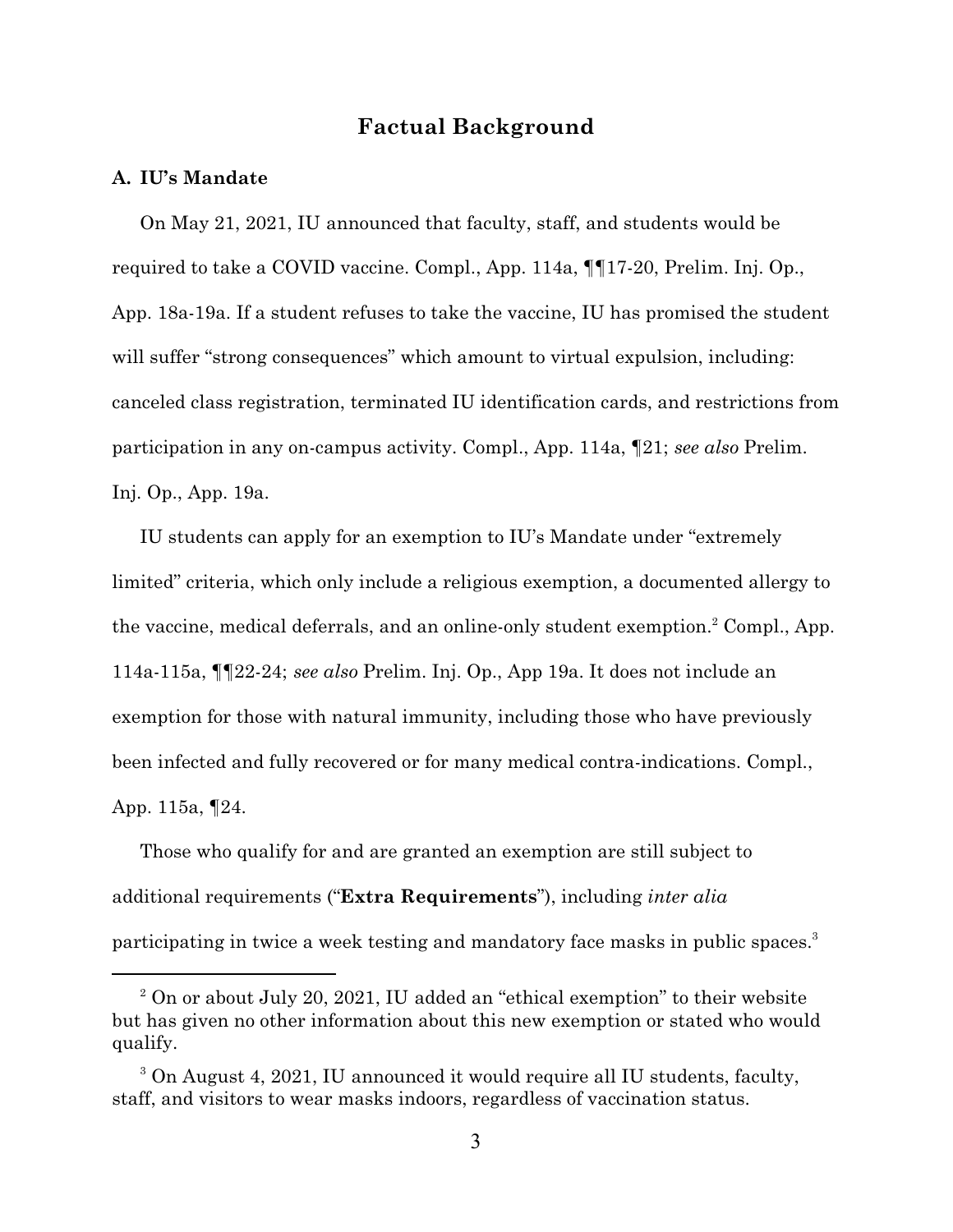## Factual Background

### A. IU's Mandate

On May 21, 2021, IU announced that faculty, staff, and students would be required to take a COVID vaccine. Compl., App. 114a, ¶¶17-20, Prelim. Inj. Op., App. 18a-19a. If a student refuses to take the vaccine, IU has promised the student will suffer "strong consequences" which amount to virtual expulsion, including: canceled class registration, terminated IU identification cards, and restrictions from participation in any on-campus activity. Compl., App. 114a, ¶21; *see also* Prelim. Inj. Op., App. 19a.

IU students can apply for an exemption to IU's Mandate under "extremely limited" criteria, which only include a religious exemption, a documented allergy to the vaccine, medical deferrals, and an online-only student exemption.[2] Compl., App. 114a-115a, ¶¶22-24; *see also* Prelim. Inj. Op., App 19a. It does not include an exemption for those with natural immunity, including those who have previously been infected and fully recovered or for many medical contra-indications. Compl., App. 115a, ¶24.

Those who qualify for and are granted an exemption are still subject to additional requirements ("**Extra Requirements**"), including *inter alia* participating in twice a week testing and mandatory face masks in public spaces.[3]

[2] On or about July 20, 2021, IU added an "ethical exemption" to their website but has given no other information about this new exemption or stated who would qualify.

[3] On August 4, 2021, IU announced it would require all IU students, faculty, staff, and visitors to wear masks indoors, regardless of vaccination status.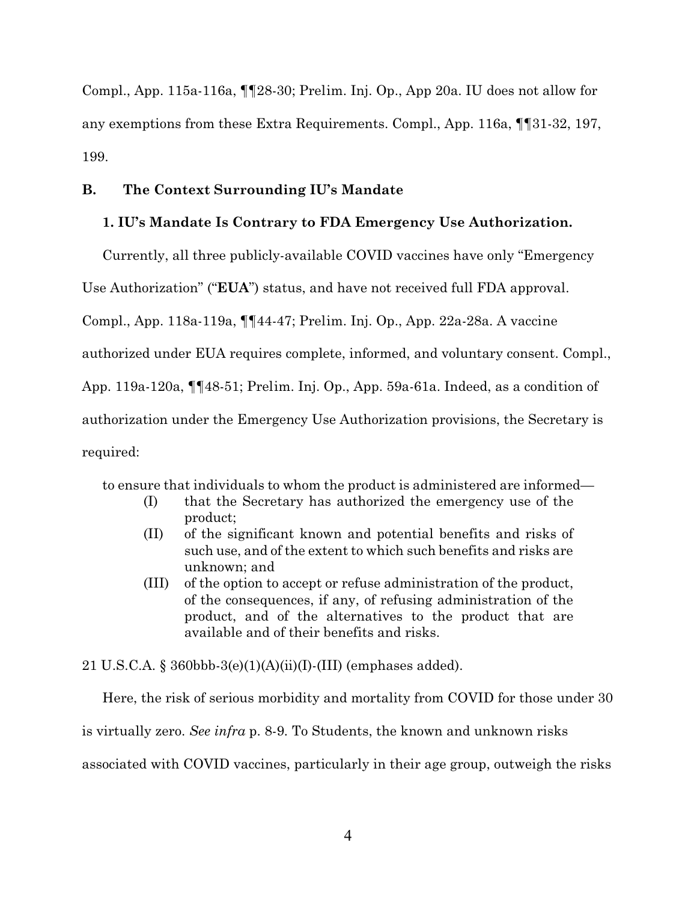Compl., App. 115a-116a, ¶¶28-30; Prelim. Inj. Op., App 20a. IU does not allow for any exemptions from these Extra Requirements. Compl., App. 116a, ¶¶31-32, 197, 199.

## B. The Context Surrounding IU's Mandate

### 1. IU's Mandate Is Contrary to FDA Emergency Use Authorization.

Currently, all three publicly-available COVID vaccines have only "Emergency Use Authorization" ("**EUA**") status, and have not received full FDA approval. Compl., App. 118a-119a, ¶¶44-47; Prelim. Inj. Op., App. 22a-28a. A vaccine authorized under EUA requires complete, informed, and voluntary consent. Compl., App. 119a-120a, ¶¶48-51; Prelim. Inj. Op., App. 59a-61a. Indeed, as a condition of authorization under the Emergency Use Authorization provisions, the Secretary is required:

> to ensure that individuals to whom the product is administered are informed—
> (I) that the Secretary has authorized the emergency use of the product;
> (II) of the significant known and potential benefits and risks of such use, and of the extent to which such benefits and risks are unknown; and
> (III) of the option to accept or refuse administration of the product, of the consequences, if any, of refusing administration of the product, and of the alternatives to the product that are available and of their benefits and risks.

21 U.S.C.A. § 360bbb-3(e)(1)(A)(ii)(I)-(III) (emphases added).

Here, the risk of serious morbidity and mortality from COVID for those under 30 is virtually zero. *See infra* p. 8-9. To Students, the known and unknown risks associated with COVID vaccines, particularly in their age group, outweigh the risks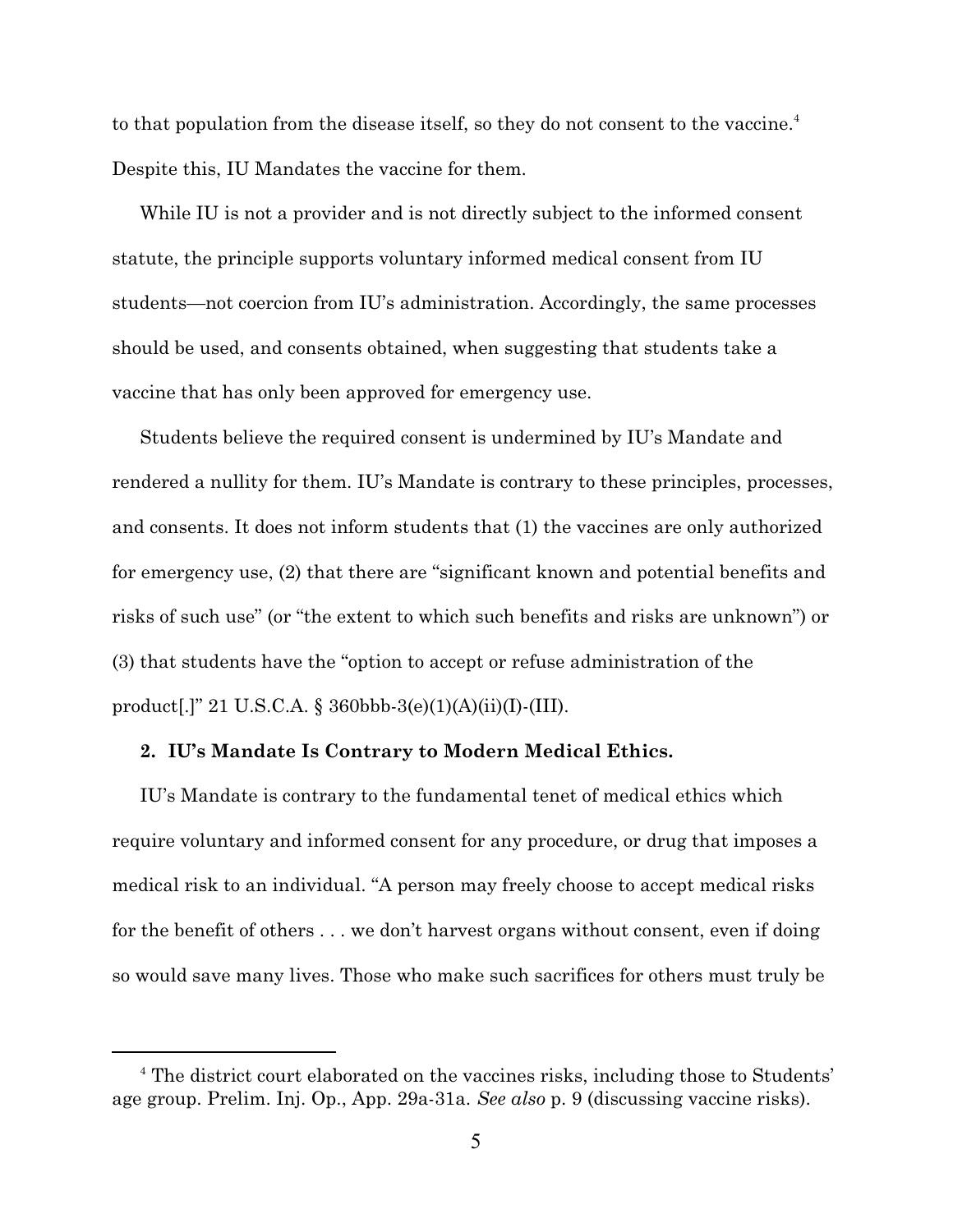to that population from the disease itself, so they do not consent to the vaccine.[4] Despite this, IU Mandates the vaccine for them.

While IU is not a provider and is not directly subject to the informed consent statute, the principle supports voluntary informed medical consent from IU students—not coercion from IU's administration. Accordingly, the same processes should be used, and consents obtained, when suggesting that students take a vaccine that has only been approved for emergency use.

Students believe the required consent is undermined by IU's Mandate and rendered a nullity for them. IU's Mandate is contrary to these principles, processes, and consents. It does not inform students that (1) the vaccines are only authorized for emergency use, (2) that there are "significant known and potential benefits and risks of such use" (or "the extent to which such benefits and risks are unknown") or (3) that students have the "option to accept or refuse administration of the product[.]" 21 U.S.C.A. § 360bbb-3(e)(1)(A)(ii)(I)-(III).

### 2. IU's Mandate Is Contrary to Modern Medical Ethics.

IU's Mandate is contrary to the fundamental tenet of medical ethics which require voluntary and informed consent for any procedure, or drug that imposes a medical risk to an individual. "A person may freely choose to accept medical risks for the benefit of others . . . we don't harvest organs without consent, even if doing so would save many lives. Those who make such sacrifices for others must truly be

[4] The district court elaborated on the vaccines risks, including those to Students' age group. Prelim. Inj. Op., App. 29a-31a. *See also* p. 9 (discussing vaccine risks).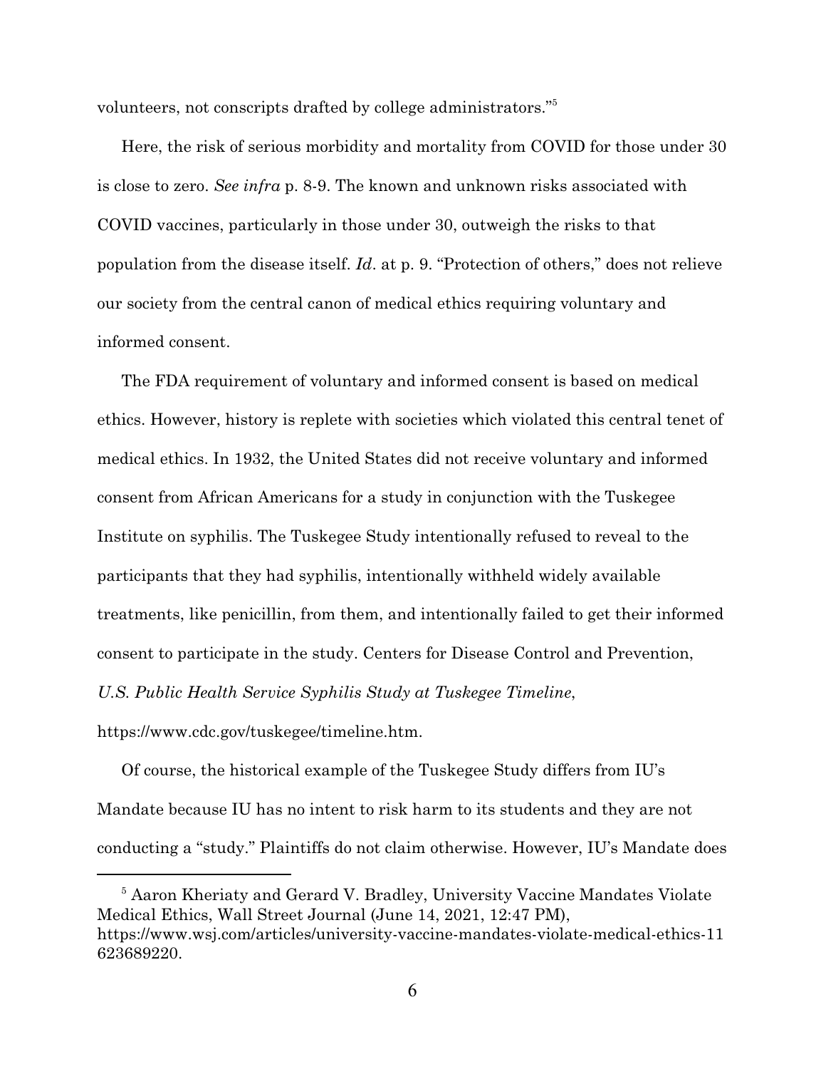volunteers, not conscripts drafted by college administrators."[5]

Here, the risk of serious morbidity and mortality from COVID for those under 30 is close to zero. *See infra* p. 8-9. The known and unknown risks associated with COVID vaccines, particularly in those under 30, outweigh the risks to that population from the disease itself. *Id*. at p. 9. "Protection of others," does not relieve our society from the central canon of medical ethics requiring voluntary and informed consent.

The FDA requirement of voluntary and informed consent is based on medical ethics. However, history is replete with societies which violated this central tenet of medical ethics. In 1932, the United States did not receive voluntary and informed consent from African Americans for a study in conjunction with the Tuskegee Institute on syphilis. The Tuskegee Study intentionally refused to reveal to the participants that they had syphilis, intentionally withheld widely available treatments, like penicillin, from them, and intentionally failed to get their informed consent to participate in the study. Centers for Disease Control and Prevention, *U.S. Public Health Service Syphilis Study at Tuskegee Timeline*, https://www.cdc.gov/tuskegee/timeline.htm.

Of course, the historical example of the Tuskegee Study differs from IU's Mandate because IU has no intent to risk harm to its students and they are not conducting a "study." Plaintiffs do not claim otherwise. However, IU's Mandate does

---

[5] Aaron Kheriaty and Gerard V. Bradley, University Vaccine Mandates Violate Medical Ethics, Wall Street Journal (June 14, 2021, 12:47 PM), https://www.wsj.com/articles/university-vaccine-mandates-violate-medical-ethics-11623689220.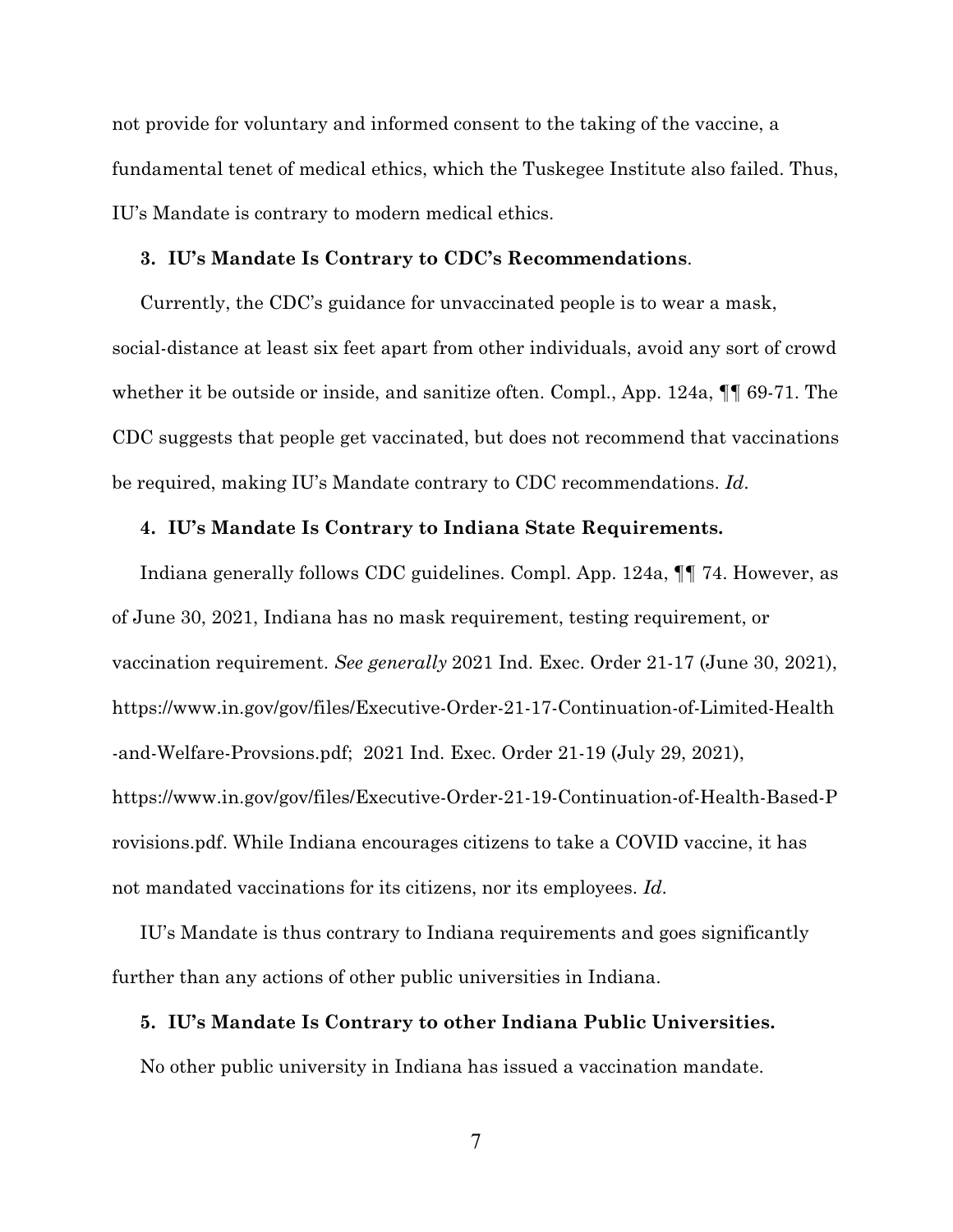not provide for voluntary and informed consent to the taking of the vaccine, a fundamental tenet of medical ethics, which the Tuskegee Institute also failed. Thus, IU's Mandate is contrary to modern medical ethics.

**3. IU's Mandate Is Contrary to CDC's Recommendations**.

Currently, the CDC's guidance for unvaccinated people is to wear a mask, social-distance at least six feet apart from other individuals, avoid any sort of crowd whether it be outside or inside, and sanitize often. Compl., App. 124a, ¶¶ 69-71. The CDC suggests that people get vaccinated, but does not recommend that vaccinations be required, making IU's Mandate contrary to CDC recommendations. *Id*.

**4. IU's Mandate Is Contrary to Indiana State Requirements.**

Indiana generally follows CDC guidelines. Compl. App. 124a, ¶¶ 74. However, as of June 30, 2021, Indiana has no mask requirement, testing requirement, or vaccination requirement. *See generally* 2021 Ind. Exec. Order 21-17 (June 30, 2021), https://www.in.gov/gov/files/Executive-Order-21-17-Continuation-of-Limited-Health-and-Welfare-Provsions.pdf; 2021 Ind. Exec. Order 21-19 (July 29, 2021), https://www.in.gov/gov/files/Executive-Order-21-19-Continuation-of-Health-Based-Provisions.pdf. While Indiana encourages citizens to take a COVID vaccine, it has not mandated vaccinations for its citizens, nor its employees. *Id*.

IU's Mandate is thus contrary to Indiana requirements and goes significantly further than any actions of other public universities in Indiana.

**5. IU's Mandate Is Contrary to other Indiana Public Universities.**

No other public university in Indiana has issued a vaccination mandate.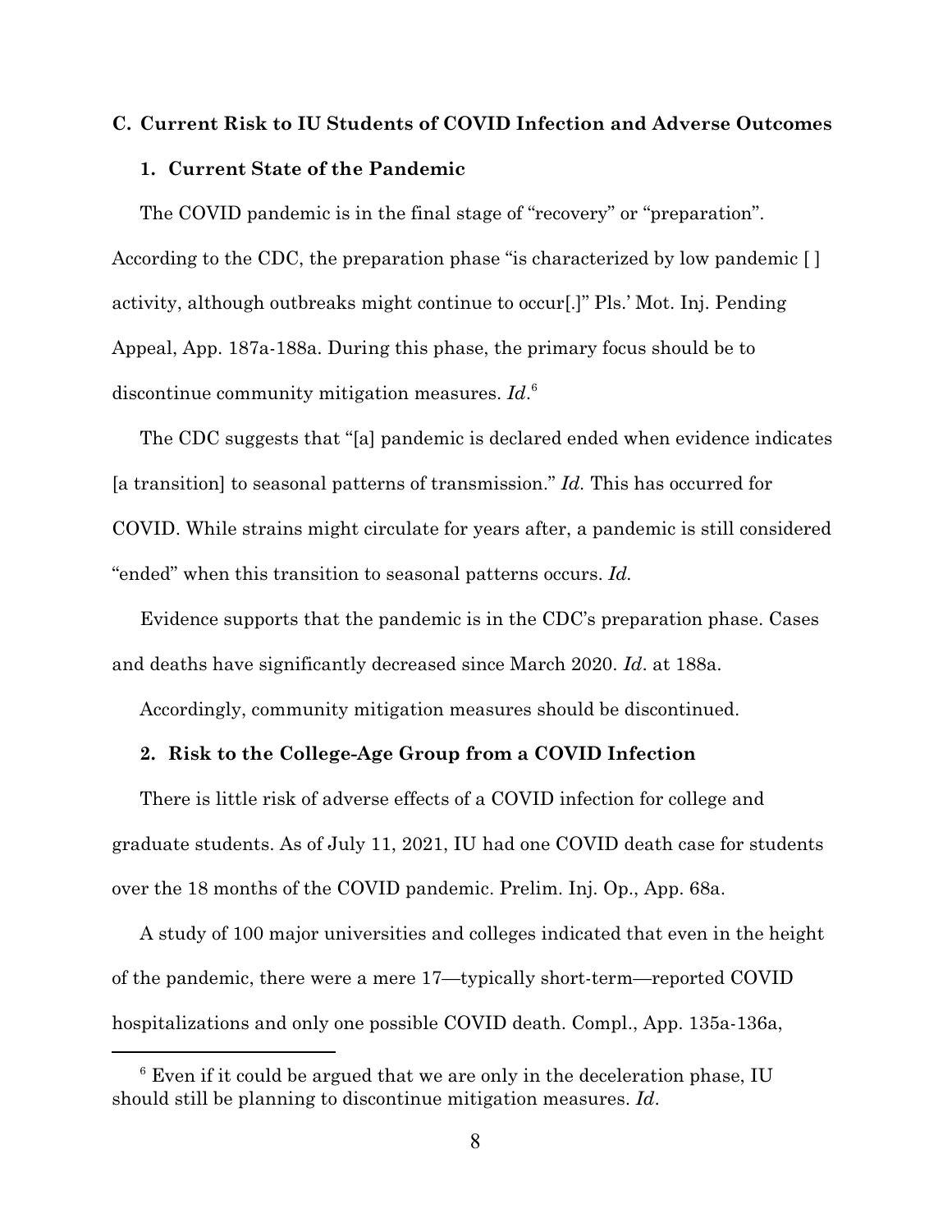### C. Current Risk to IU Students of COVID Infection and Adverse Outcomes

#### 1. Current State of the Pandemic

The COVID pandemic is in the final stage of "recovery" or "preparation". According to the CDC, the preparation phase "is characterized by low pandemic [ ] activity, although outbreaks might continue to occur[.]" Pls.' Mot. Inj. Pending Appeal, App. 187a-188a. During this phase, the primary focus should be to discontinue community mitigation measures. *Id*.[6]

The CDC suggests that "[a] pandemic is declared ended when evidence indicates [a transition] to seasonal patterns of transmission." *Id.* This has occurred for COVID. While strains might circulate for years after, a pandemic is still considered "ended" when this transition to seasonal patterns occurs. *Id.*

Evidence supports that the pandemic is in the CDC's preparation phase. Cases and deaths have significantly decreased since March 2020. *Id*. at 188a.

Accordingly, community mitigation measures should be discontinued.

#### 2. Risk to the College-Age Group from a COVID Infection

There is little risk of adverse effects of a COVID infection for college and graduate students. As of July 11, 2021, IU had one COVID death case for students over the 18 months of the COVID pandemic. Prelim. Inj. Op., App. 68a.

A study of 100 major universities and colleges indicated that even in the height of the pandemic, there were a mere 17—typically short-term—reported COVID hospitalizations and only one possible COVID death. Compl., App. 135a-136a,

---

[6] Even if it could be argued that we are only in the deceleration phase, IU should still be planning to discontinue mitigation measures. *Id*.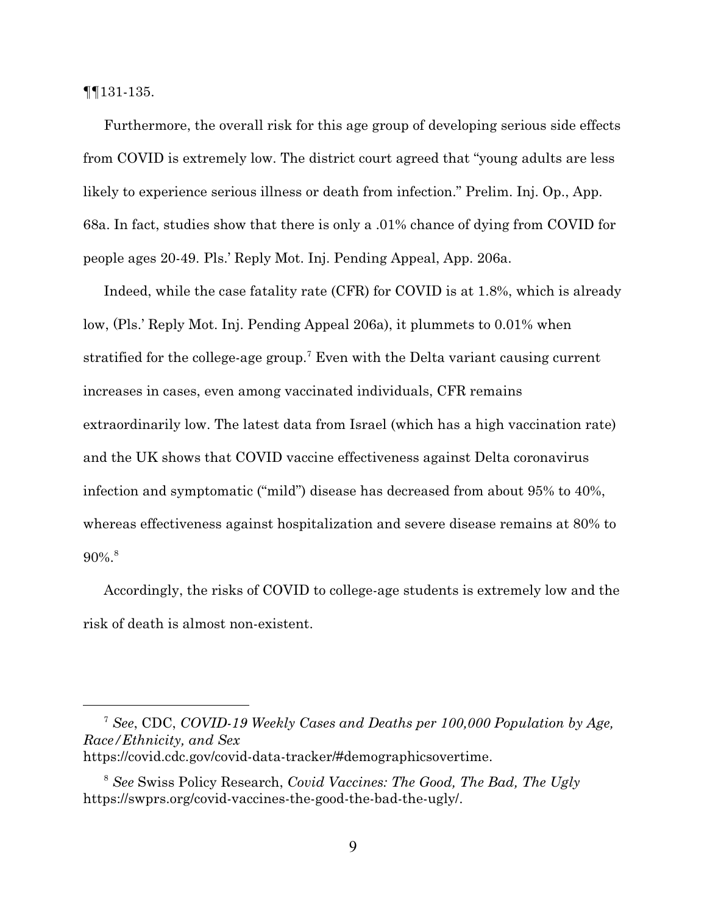¶¶131-135.

Furthermore, the overall risk for this age group of developing serious side effects from COVID is extremely low. The district court agreed that "young adults are less likely to experience serious illness or death from infection." Prelim. Inj. Op., App. 68a. In fact, studies show that there is only a .01% chance of dying from COVID for people ages 20-49. Pls.' Reply Mot. Inj. Pending Appeal, App. 206a.

Indeed, while the case fatality rate (CFR) for COVID is at 1.8%, which is already low, (Pls.' Reply Mot. Inj. Pending Appeal 206a), it plummets to 0.01% when stratified for the college-age group.[7] Even with the Delta variant causing current increases in cases, even among vaccinated individuals, CFR remains extraordinarily low. The latest data from Israel (which has a high vaccination rate) and the UK shows that COVID vaccine effectiveness against Delta coronavirus infection and symptomatic ("mild") disease has decreased from about 95% to 40%, whereas effectiveness against hospitalization and severe disease remains at 80% to 90%.[8]

Accordingly, the risks of COVID to college-age students is extremely low and the risk of death is almost non-existent.

---

[7] *See*, CDC, *COVID-19 Weekly Cases and Deaths per 100,000 Population by Age, Race/Ethnicity, and Sex* https://covid.cdc.gov/covid-data-tracker/#demographicsovertime.

[8] *See* Swiss Policy Research, *Covid Vaccines: The Good, The Bad, The Ugly* https://swprs.org/covid-vaccines-the-good-the-bad-the-ugly/.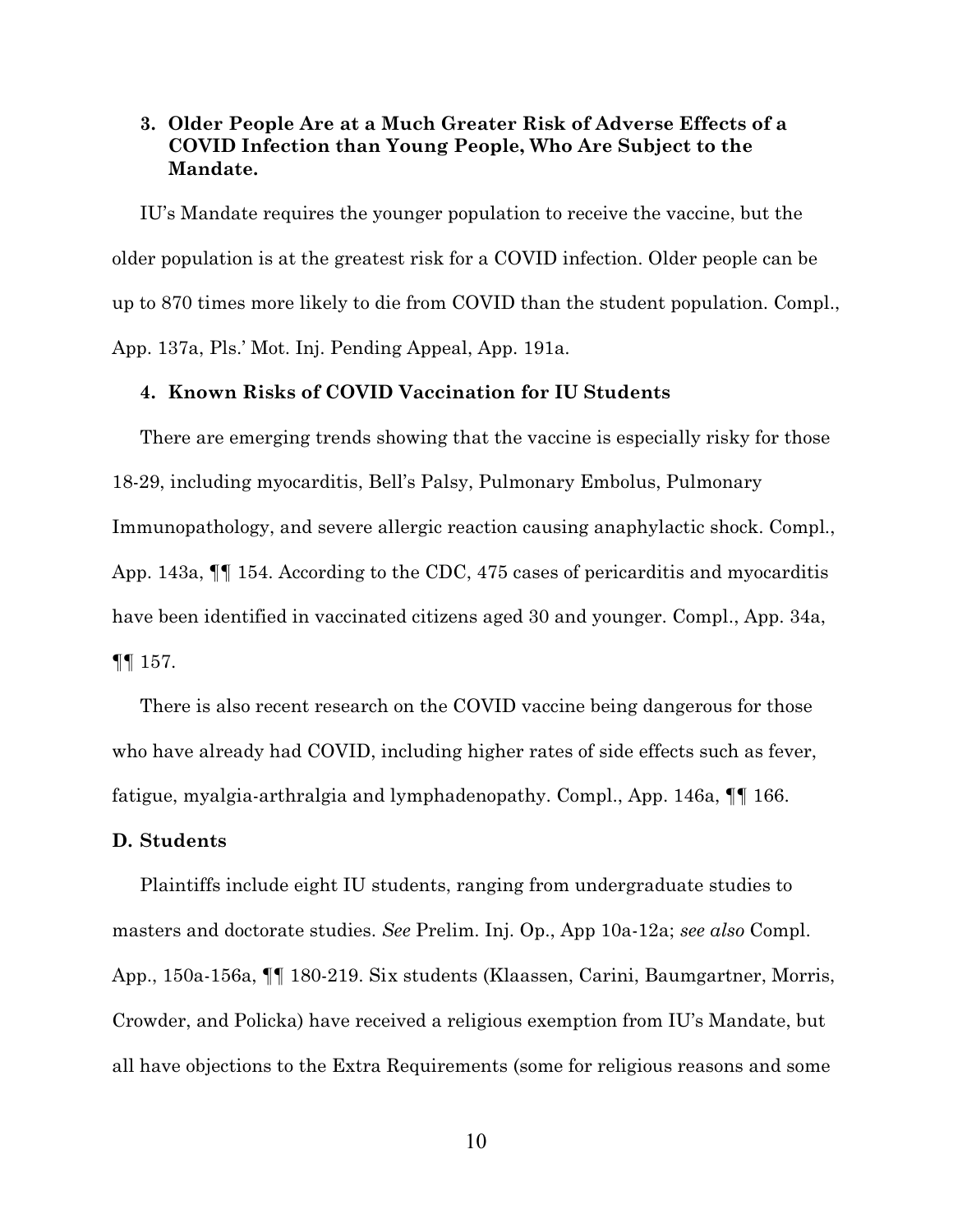### 3. Older People Are at a Much Greater Risk of Adverse Effects of a COVID Infection than Young People, Who Are Subject to the Mandate.

IU's Mandate requires the younger population to receive the vaccine, but the older population is at the greatest risk for a COVID infection. Older people can be up to 870 times more likely to die from COVID than the student population. Compl., App. 137a, Pls.' Mot. Inj. Pending Appeal, App. 191a.

### 4. Known Risks of COVID Vaccination for IU Students

There are emerging trends showing that the vaccine is especially risky for those 18-29, including myocarditis, Bell's Palsy, Pulmonary Embolus, Pulmonary Immunopathology, and severe allergic reaction causing anaphylactic shock. Compl., App. 143a, ¶¶ 154. According to the CDC, 475 cases of pericarditis and myocarditis have been identified in vaccinated citizens aged 30 and younger. Compl., App. 34a, ¶¶ 157.

There is also recent research on the COVID vaccine being dangerous for those who have already had COVID, including higher rates of side effects such as fever, fatigue, myalgia-arthralgia and lymphadenopathy. Compl., App. 146a, ¶¶ 166.

## D. Students

Plaintiffs include eight IU students, ranging from undergraduate studies to masters and doctorate studies. *See* Prelim. Inj. Op., App 10a-12a; *see also* Compl. App., 150a-156a, ¶¶ 180-219. Six students (Klaassen, Carini, Baumgartner, Morris, Crowder, and Policka) have received a religious exemption from IU's Mandate, but all have objections to the Extra Requirements (some for religious reasons and some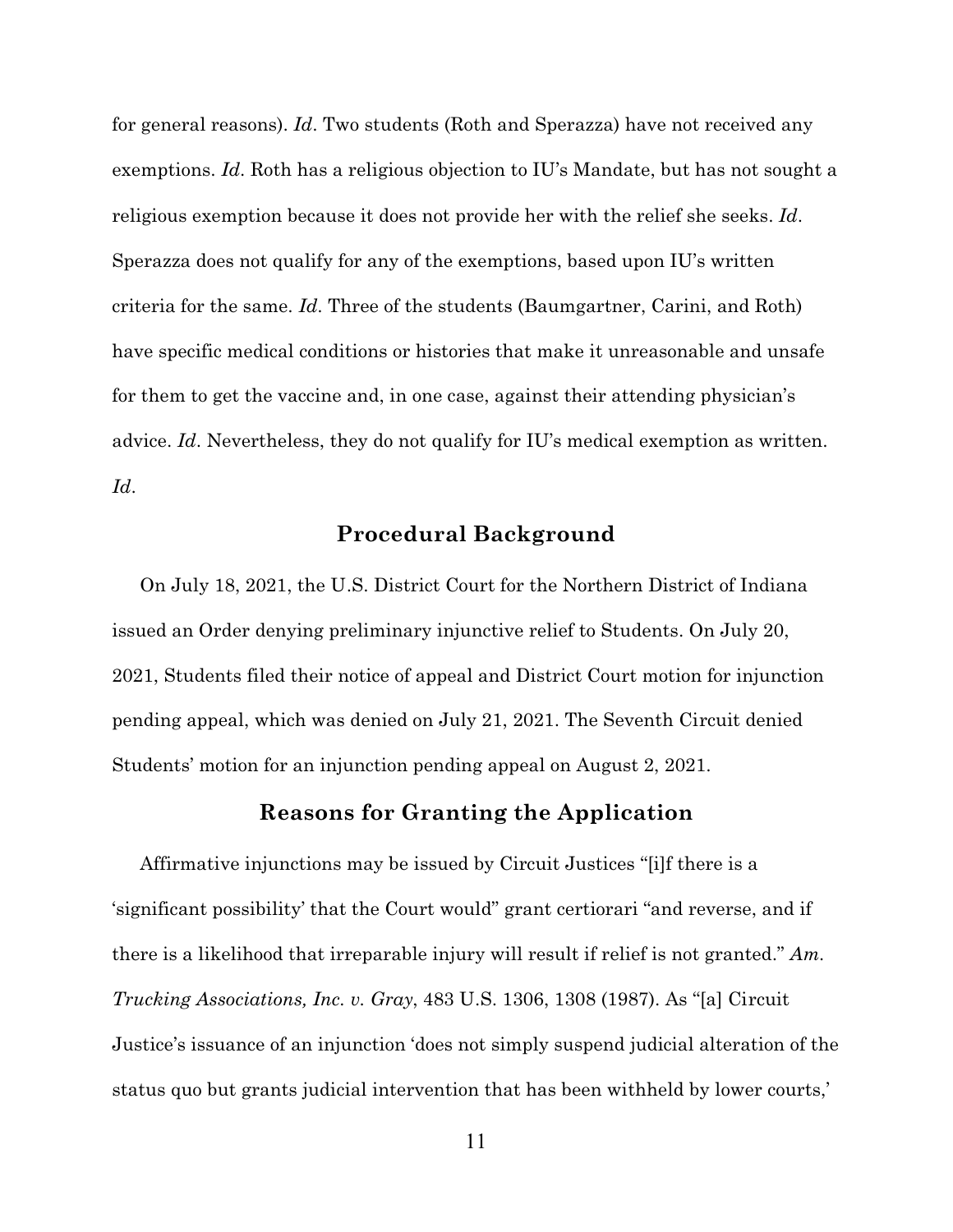for general reasons). *Id*. Two students (Roth and Sperazza) have not received any exemptions. *Id*. Roth has a religious objection to IU's Mandate, but has not sought a religious exemption because it does not provide her with the relief she seeks. *Id*. Sperazza does not qualify for any of the exemptions, based upon IU's written criteria for the same. *Id*. Three of the students (Baumgartner, Carini, and Roth) have specific medical conditions or histories that make it unreasonable and unsafe for them to get the vaccine and, in one case, against their attending physician's advice. *Id*. Nevertheless, they do not qualify for IU's medical exemption as written. *Id*.

## Procedural Background

On July 18, 2021, the U.S. District Court for the Northern District of Indiana issued an Order denying preliminary injunctive relief to Students. On July 20, 2021, Students filed their notice of appeal and District Court motion for injunction pending appeal, which was denied on July 21, 2021. The Seventh Circuit denied Students' motion for an injunction pending appeal on August 2, 2021.

## Reasons for Granting the Application

Affirmative injunctions may be issued by Circuit Justices "[i]f there is a 'significant possibility' that the Court would" grant certiorari "and reverse, and if there is a likelihood that irreparable injury will result if relief is not granted." *Am. Trucking Associations, Inc. v. Gray*, 483 U.S. 1306, 1308 (1987). As "[a] Circuit Justice's issuance of an injunction 'does not simply suspend judicial alteration of the status quo but grants judicial intervention that has been withheld by lower courts,'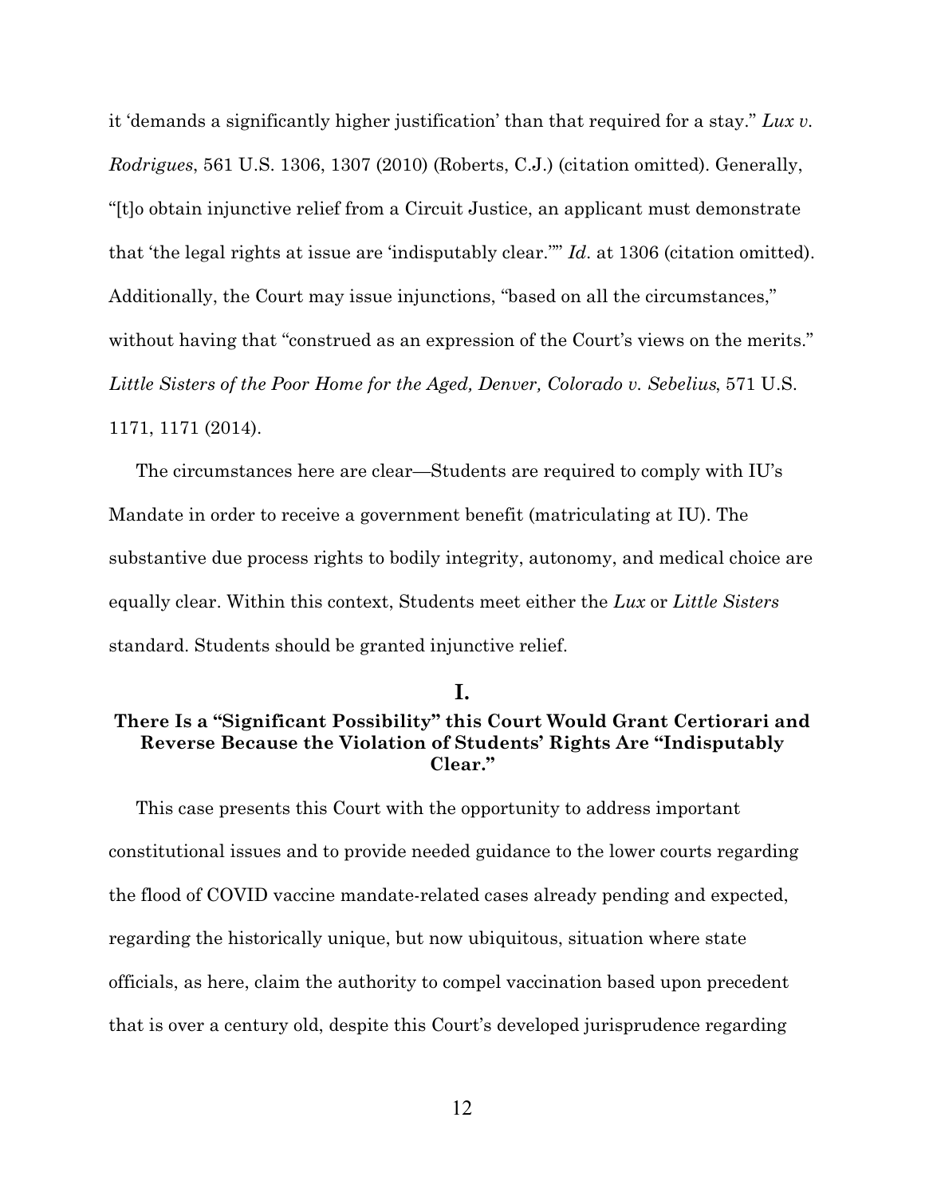it 'demands a significantly higher justification' than that required for a stay." *Lux v. Rodrigues*, 561 U.S. 1306, 1307 (2010) (Roberts, C.J.) (citation omitted). Generally, "[t]o obtain injunctive relief from a Circuit Justice, an applicant must demonstrate that 'the legal rights at issue are 'indisputably clear.''" *Id.* at 1306 (citation omitted). Additionally, the Court may issue injunctions, "based on all the circumstances," without having that "construed as an expression of the Court's views on the merits." *Little Sisters of the Poor Home for the Aged, Denver, Colorado v. Sebelius*, 571 U.S. 1171, 1171 (2014).

The circumstances here are clear—Students are required to comply with IU's Mandate in order to receive a government benefit (matriculating at IU). The substantive due process rights to bodily integrity, autonomy, and medical choice are equally clear. Within this context, Students meet either the *Lux* or *Little Sisters* standard. Students should be granted injunctive relief.

## I.
## There Is a "Significant Possibility" this Court Would Grant Certiorari and Reverse Because the Violation of Students' Rights Are "Indisputably Clear."

This case presents this Court with the opportunity to address important constitutional issues and to provide needed guidance to the lower courts regarding the flood of COVID vaccine mandate-related cases already pending and expected, regarding the historically unique, but now ubiquitous, situation where state officials, as here, claim the authority to compel vaccination based upon precedent that is over a century old, despite this Court's developed jurisprudence regarding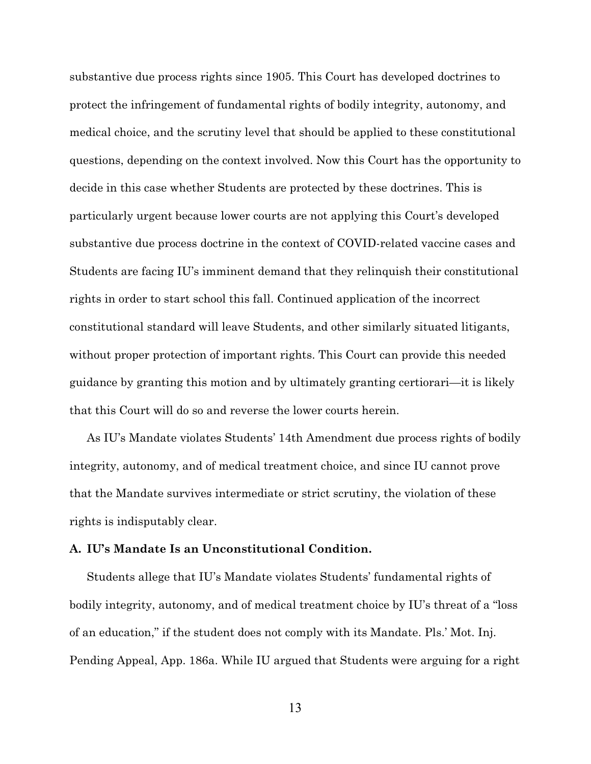substantive due process rights since 1905. This Court has developed doctrines to protect the infringement of fundamental rights of bodily integrity, autonomy, and medical choice, and the scrutiny level that should be applied to these constitutional questions, depending on the context involved. Now this Court has the opportunity to decide in this case whether Students are protected by these doctrines. This is particularly urgent because lower courts are not applying this Court's developed substantive due process doctrine in the context of COVID-related vaccine cases and Students are facing IU's imminent demand that they relinquish their constitutional rights in order to start school this fall. Continued application of the incorrect constitutional standard will leave Students, and other similarly situated litigants, without proper protection of important rights. This Court can provide this needed guidance by granting this motion and by ultimately granting certiorari—it is likely that this Court will do so and reverse the lower courts herein.

As IU's Mandate violates Students' 14th Amendment due process rights of bodily integrity, autonomy, and of medical treatment choice, and since IU cannot prove that the Mandate survives intermediate or strict scrutiny, the violation of these rights is indisputably clear.

### A. IU's Mandate Is an Unconstitutional Condition.

Students allege that IU's Mandate violates Students' fundamental rights of bodily integrity, autonomy, and of medical treatment choice by IU's threat of a "loss of an education," if the student does not comply with its Mandate. Pls.' Mot. Inj. Pending Appeal, App. 186a. While IU argued that Students were arguing for a right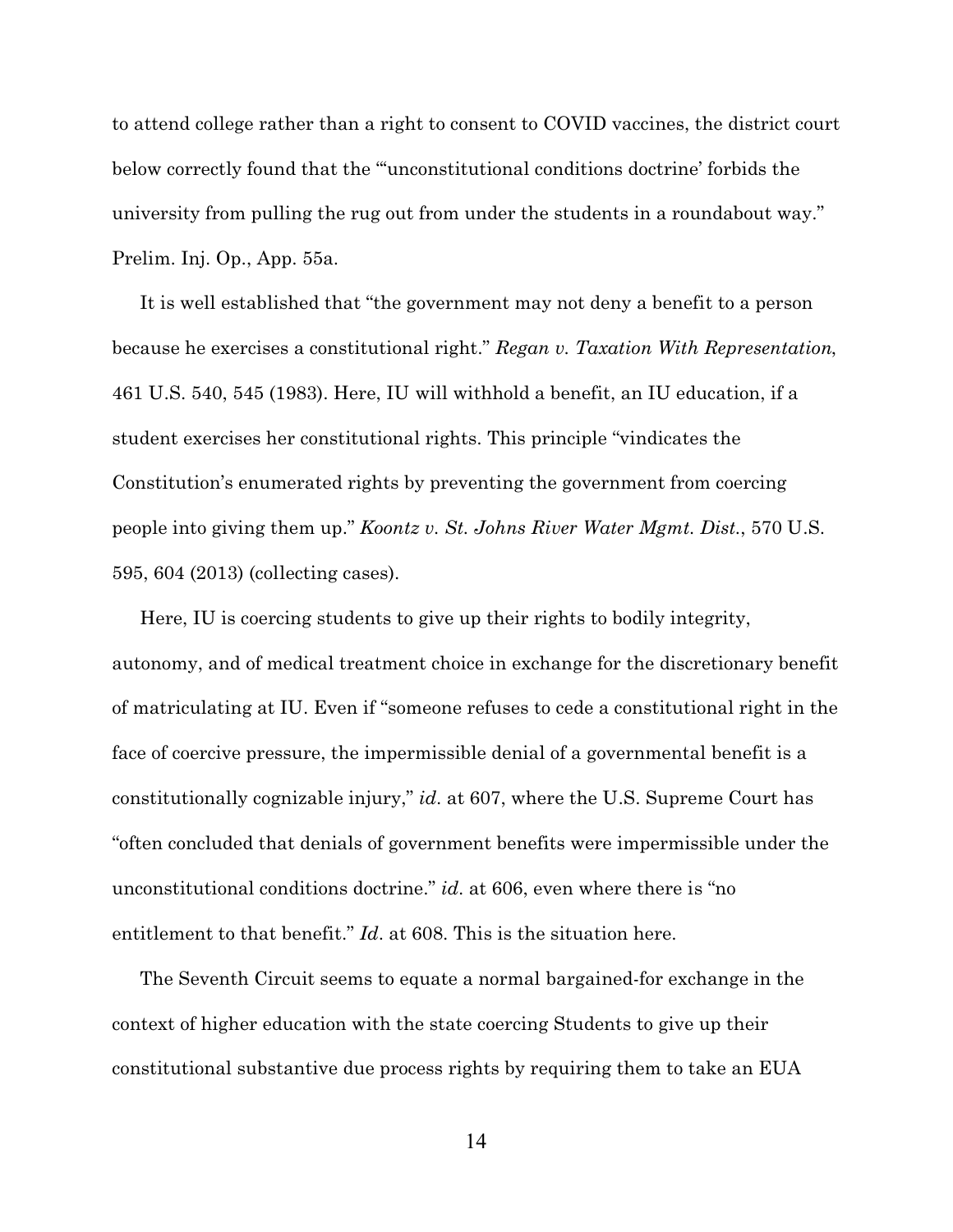to attend college rather than a right to consent to COVID vaccines, the district court below correctly found that the "'unconstitutional conditions doctrine' forbids the university from pulling the rug out from under the students in a roundabout way." Prelim. Inj. Op., App. 55a.

It is well established that "the government may not deny a benefit to a person because he exercises a constitutional right." *Regan v. Taxation With Representation*, 461 U.S. 540, 545 (1983). Here, IU will withhold a benefit, an IU education, if a student exercises her constitutional rights. This principle "vindicates the Constitution's enumerated rights by preventing the government from coercing people into giving them up." *Koontz v. St. Johns River Water Mgmt. Dist.*, 570 U.S. 595, 604 (2013) (collecting cases).

Here, IU is coercing students to give up their rights to bodily integrity, autonomy, and of medical treatment choice in exchange for the discretionary benefit of matriculating at IU. Even if "someone refuses to cede a constitutional right in the face of coercive pressure, the impermissible denial of a governmental benefit is a constitutionally cognizable injury," *id*. at 607, where the U.S. Supreme Court has "often concluded that denials of government benefits were impermissible under the unconstitutional conditions doctrine." *id*. at 606, even where there is "no entitlement to that benefit." *Id*. at 608. This is the situation here.

The Seventh Circuit seems to equate a normal bargained-for exchange in the context of higher education with the state coercing Students to give up their constitutional substantive due process rights by requiring them to take an EUA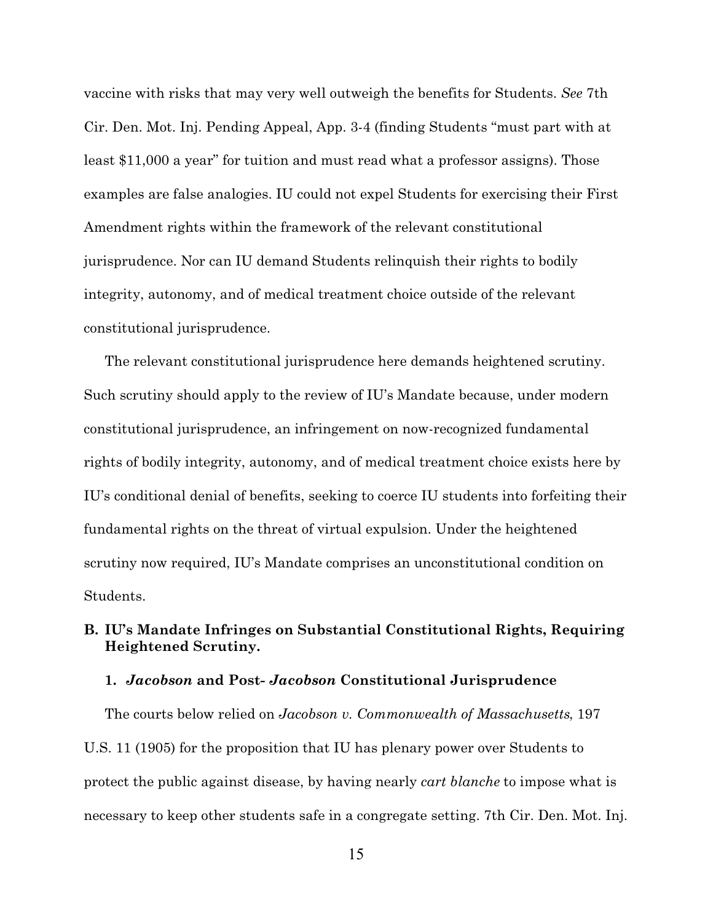vaccine with risks that may very well outweigh the benefits for Students. *See* 7th Cir. Den. Mot. Inj. Pending Appeal, App. 3-4 (finding Students "must part with at least $11,000 a year" for tuition and must read what a professor assigns). Those examples are false analogies. IU could not expel Students for exercising their First Amendment rights within the framework of the relevant constitutional jurisprudence. Nor can IU demand Students relinquish their rights to bodily integrity, autonomy, and of medical treatment choice outside of the relevant constitutional jurisprudence.

The relevant constitutional jurisprudence here demands heightened scrutiny. Such scrutiny should apply to the review of IU's Mandate because, under modern constitutional jurisprudence, an infringement on now-recognized fundamental rights of bodily integrity, autonomy, and of medical treatment choice exists here by IU's conditional denial of benefits, seeking to coerce IU students into forfeiting their fundamental rights on the threat of virtual expulsion. Under the heightened scrutiny now required, IU's Mandate comprises an unconstitutional condition on Students.

### B. IU's Mandate Infringes on Substantial Constitutional Rights, Requiring Heightened Scrutiny.

#### 1. *Jacobson* and Post- *Jacobson* Constitutional Jurisprudence

The courts below relied on *Jacobson v. Commonwealth of Massachusetts*, 197 U.S. 11 (1905) for the proposition that IU has plenary power over Students to protect the public against disease, by having nearly *cart blanche* to impose what is necessary to keep other students safe in a congregate setting. 7th Cir. Den. Mot. Inj.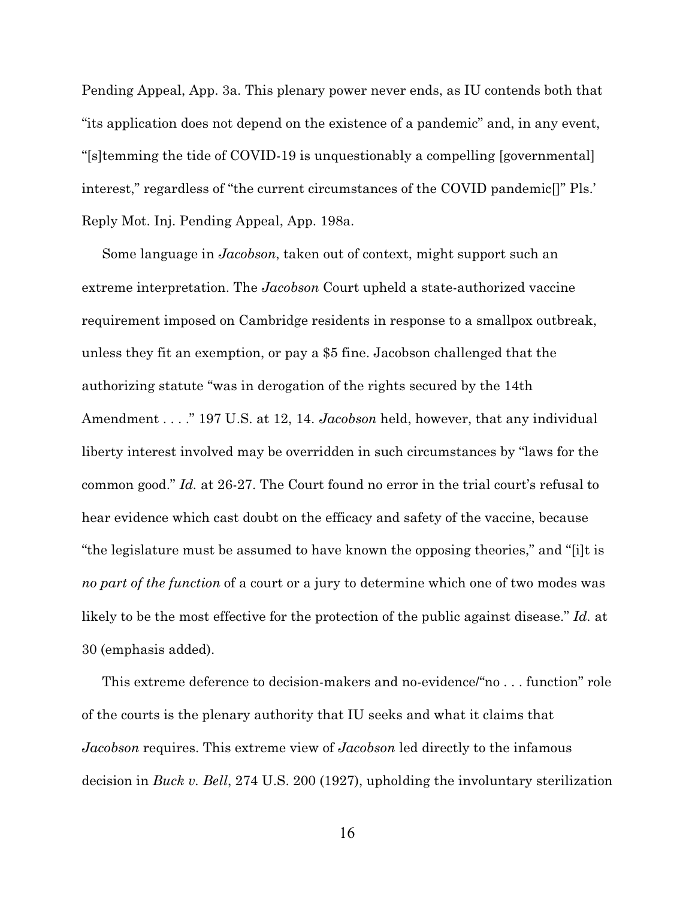Pending Appeal, App. 3a. This plenary power never ends, as IU contends both that "its application does not depend on the existence of a pandemic" and, in any event, "[s]temming the tide of COVID-19 is unquestionably a compelling [governmental] interest," regardless of "the current circumstances of the COVID pandemic[]" Pls.' Reply Mot. Inj. Pending Appeal, App. 198a.

Some language in *Jacobson*, taken out of context, might support such an extreme interpretation. The *Jacobson* Court upheld a state-authorized vaccine requirement imposed on Cambridge residents in response to a smallpox outbreak, unless they fit an exemption, or pay a $5 fine. Jacobson challenged that the authorizing statute "was in derogation of the rights secured by the 14th Amendment . . . ." 197 U.S. at 12, 14. *Jacobson* held, however, that any individual liberty interest involved may be overridden in such circumstances by "laws for the common good." *Id.* at 26-27. The Court found no error in the trial court's refusal to hear evidence which cast doubt on the efficacy and safety of the vaccine, because "the legislature must be assumed to have known the opposing theories," and "[i]t is *no part of the function* of a court or a jury to determine which one of two modes was likely to be the most effective for the protection of the public against disease." *Id.* at 30 (emphasis added).

This extreme deference to decision-makers and no-evidence/"no . . . function" role of the courts is the plenary authority that IU seeks and what it claims that *Jacobson* requires. This extreme view of *Jacobson* led directly to the infamous decision in *Buck v. Bell*, 274 U.S. 200 (1927), upholding the involuntary sterilization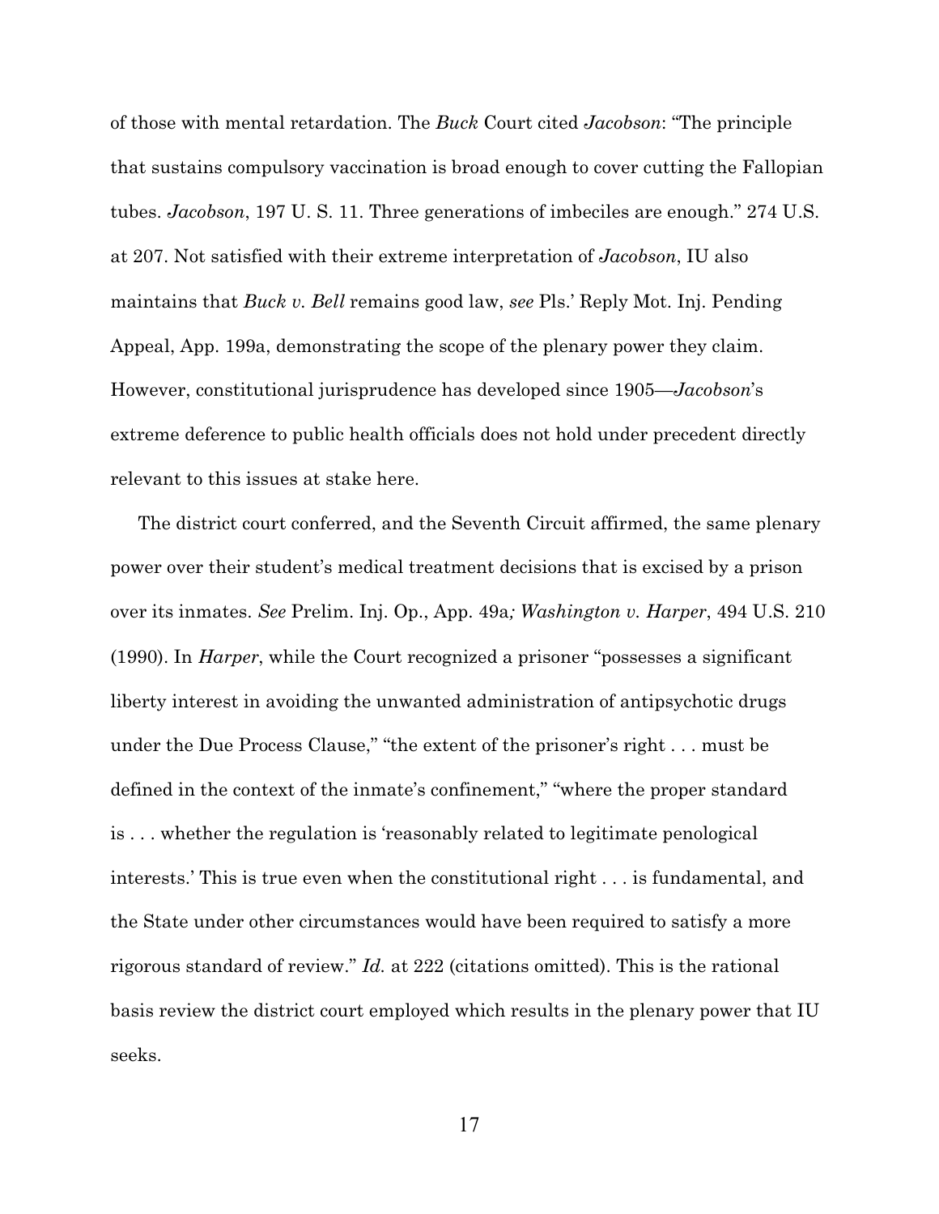of those with mental retardation. The *Buck* Court cited *Jacobson*: "The principle that sustains compulsory vaccination is broad enough to cover cutting the Fallopian tubes. *Jacobson*, 197 U. S. 11. Three generations of imbeciles are enough." 274 U.S. at 207. Not satisfied with their extreme interpretation of *Jacobson*, IU also maintains that *Buck v. Bell* remains good law, *see* Pls.' Reply Mot. Inj. Pending Appeal, App. 199a, demonstrating the scope of the plenary power they claim. However, constitutional jurisprudence has developed since 1905—*Jacobson*'s extreme deference to public health officials does not hold under precedent directly relevant to this issues at stake here.

The district court conferred, and the Seventh Circuit affirmed, the same plenary power over their student's medical treatment decisions that is excised by a prison over its inmates. *See* Prelim. Inj. Op., App. 49a*; Washington v. Harper*, 494 U.S. 210 (1990). In *Harper*, while the Court recognized a prisoner "possesses a significant liberty interest in avoiding the unwanted administration of antipsychotic drugs under the Due Process Clause," "the extent of the prisoner's right . . . must be defined in the context of the inmate's confinement," "where the proper standard is . . . whether the regulation is 'reasonably related to legitimate penological interests.' This is true even when the constitutional right . . . is fundamental, and the State under other circumstances would have been required to satisfy a more rigorous standard of review." *Id.* at 222 (citations omitted). This is the rational basis review the district court employed which results in the plenary power that IU seeks.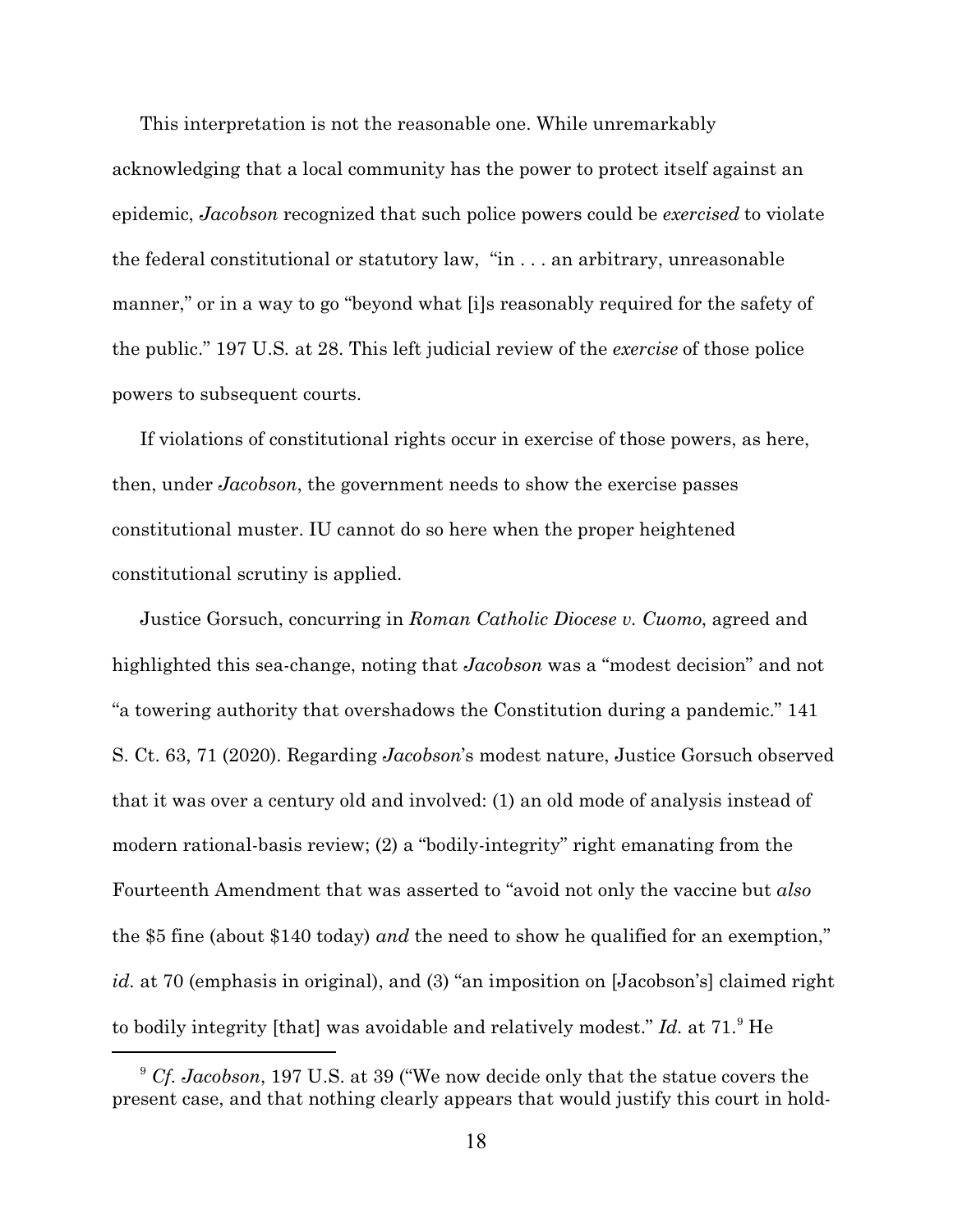This interpretation is not the reasonable one. While unremarkably acknowledging that a local community has the power to protect itself against an epidemic, *Jacobson* recognized that such police powers could be *exercised* to violate the federal constitutional or statutory law, "in . . . an arbitrary, unreasonable manner," or in a way to go "beyond what [i]s reasonably required for the safety of the public." 197 U.S. at 28. This left judicial review of the *exercise* of those police powers to subsequent courts.

If violations of constitutional rights occur in exercise of those powers, as here, then, under *Jacobson*, the government needs to show the exercise passes constitutional muster. IU cannot do so here when the proper heightened constitutional scrutiny is applied.

Justice Gorsuch, concurring in *Roman Catholic Diocese v. Cuomo*, agreed and highlighted this sea-change, noting that *Jacobson* was a "modest decision" and not "a towering authority that overshadows the Constitution during a pandemic." 141 S. Ct. 63, 71 (2020). Regarding *Jacobson*'s modest nature, Justice Gorsuch observed that it was over a century old and involved: (1) an old mode of analysis instead of modern rational-basis review; (2) a "bodily-integrity" right emanating from the Fourteenth Amendment that was asserted to "avoid not only the vaccine but *also* the $5 fine (about $140 today) *and* the need to show he qualified for an exemption," *id.* at 70 (emphasis in original), and (3) "an imposition on [Jacobson's] claimed right to bodily integrity [that] was avoidable and relatively modest." *Id.* at 71.[9] He

---

[9] *Cf. Jacobson*, 197 U.S. at 39 ("We now decide only that the statue covers the present case, and that nothing clearly appears that would justify this court in hold-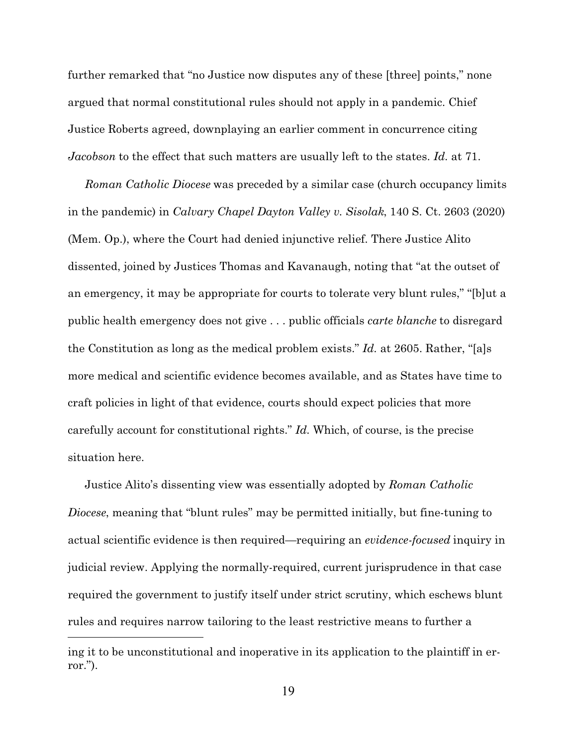further remarked that "no Justice now disputes any of these [three] points," none argued that normal constitutional rules should not apply in a pandemic. Chief Justice Roberts agreed, downplaying an earlier comment in concurrence citing *Jacobson* to the effect that such matters are usually left to the states. *Id.* at 71.

*Roman Catholic Diocese* was preceded by a similar case (church occupancy limits in the pandemic) in *Calvary Chapel Dayton Valley v. Sisolak*, 140 S. Ct. 2603 (2020) (Mem. Op.), where the Court had denied injunctive relief. There Justice Alito dissented, joined by Justices Thomas and Kavanaugh, noting that "at the outset of an emergency, it may be appropriate for courts to tolerate very blunt rules," "[b]ut a public health emergency does not give . . . public officials *carte blanche* to disregard the Constitution as long as the medical problem exists." *Id.* at 2605. Rather, "[a]s more medical and scientific evidence becomes available, and as States have time to craft policies in light of that evidence, courts should expect policies that more carefully account for constitutional rights." *Id.* Which, of course, is the precise situation here.

Justice Alito's dissenting view was essentially adopted by *Roman Catholic Diocese*, meaning that "blunt rules" may be permitted initially, but fine-tuning to actual scientific evidence is then required—requiring an *evidence-focused* inquiry in judicial review. Applying the normally-required, current jurisprudence in that case required the government to justify itself under strict scrutiny, which eschews blunt rules and requires narrow tailoring to the least restrictive means to further a

---

ing it to be unconstitutional and inoperative in its application to the plaintiff in error.").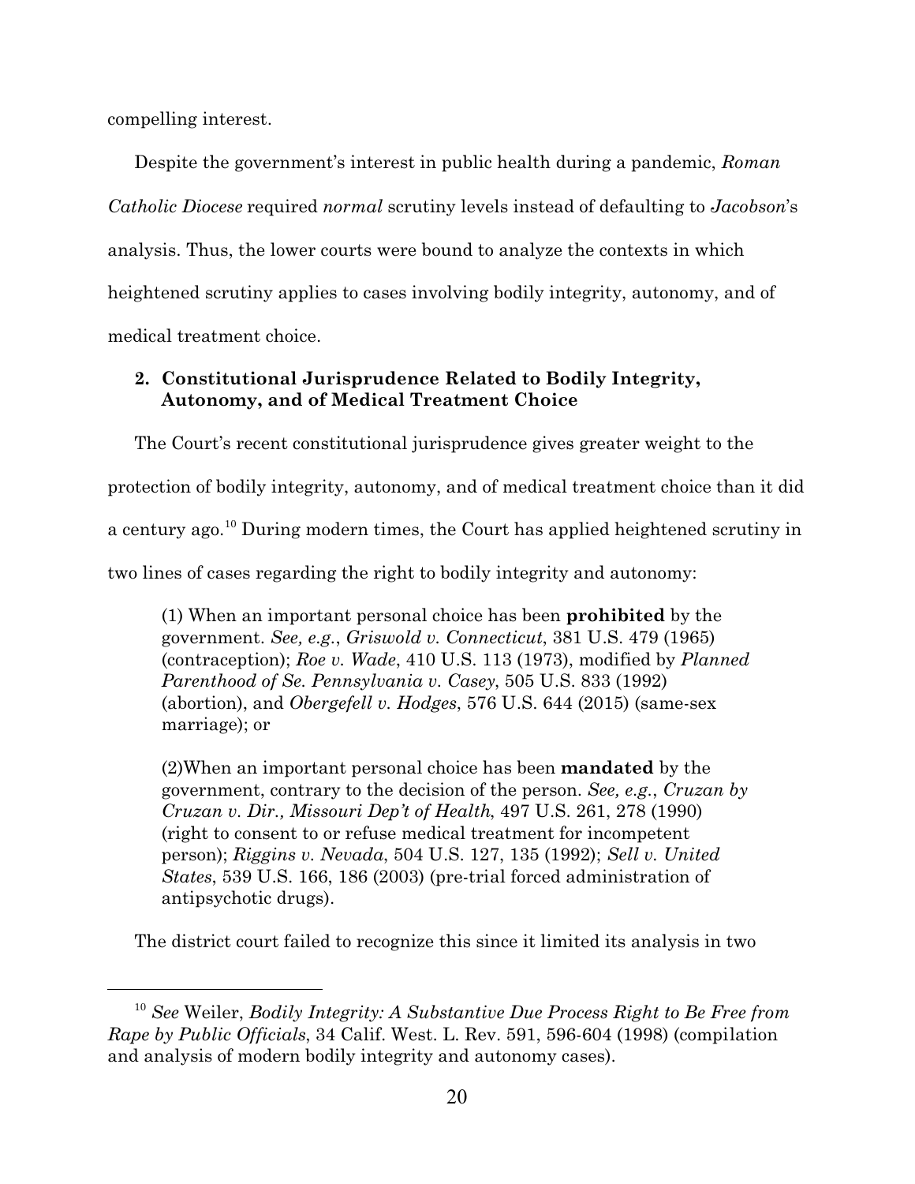compelling interest.

Despite the government's interest in public health during a pandemic, *Roman Catholic Diocese* required *normal* scrutiny levels instead of defaulting to *Jacobson*'s analysis. Thus, the lower courts were bound to analyze the contexts in which heightened scrutiny applies to cases involving bodily integrity, autonomy, and of medical treatment choice.

### 2. Constitutional Jurisprudence Related to Bodily Integrity, Autonomy, and of Medical Treatment Choice

The Court's recent constitutional jurisprudence gives greater weight to the protection of bodily integrity, autonomy, and of medical treatment choice than it did a century ago.[10] During modern times, the Court has applied heightened scrutiny in two lines of cases regarding the right to bodily integrity and autonomy:

> (1) When an important personal choice has been **prohibited** by the government. *See, e.g.*, *Griswold v. Connecticut*, 381 U.S. 479 (1965) (contraception); *Roe v. Wade*, 410 U.S. 113 (1973), modified by *Planned Parenthood of Se. Pennsylvania v. Casey*, 505 U.S. 833 (1992) (abortion), and *Obergefell v. Hodges*, 576 U.S. 644 (2015) (same-sex marriage); or
>
> (2)When an important personal choice has been **mandated** by the government, contrary to the decision of the person. *See, e.g.*, *Cruzan by Cruzan v. Dir., Missouri Dep't of Health*, 497 U.S. 261, 278 (1990) (right to consent to or refuse medical treatment for incompetent person); *Riggins v. Nevada*, 504 U.S. 127, 135 (1992); *Sell v. United States*, 539 U.S. 166, 186 (2003) (pre-trial forced administration of antipsychotic drugs).

The district court failed to recognize this since it limited its analysis in two

[10] *See* Weiler, *Bodily Integrity: A Substantive Due Process Right to Be Free from Rape by Public Officials*, 34 Calif. West. L. Rev. 591, 596-604 (1998) (compilation and analysis of modern bodily integrity and autonomy cases).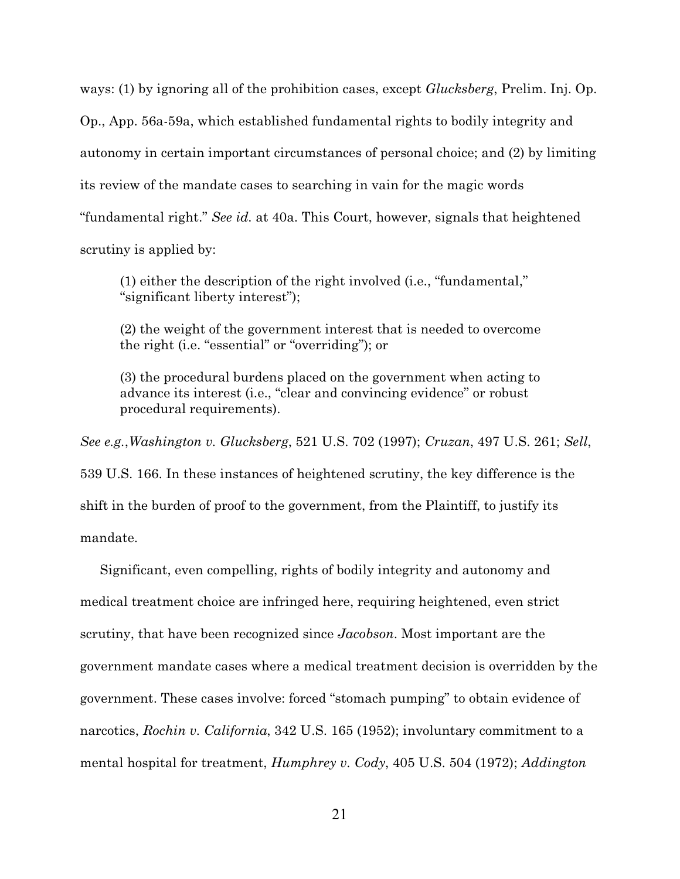ways: (1) by ignoring all of the prohibition cases, except *Glucksberg*, Prelim. Inj. Op. Op., App. 56a-59a, which established fundamental rights to bodily integrity and autonomy in certain important circumstances of personal choice; and (2) by limiting its review of the mandate cases to searching in vain for the magic words "fundamental right." *See id.* at 40a. This Court, however, signals that heightened scrutiny is applied by:

> (1) either the description of the right involved (i.e., "fundamental," "significant liberty interest");
>
> (2) the weight of the government interest that is needed to overcome the right (i.e. "essential" or "overriding"); or
>
> (3) the procedural burdens placed on the government when acting to advance its interest (i.e., "clear and convincing evidence" or robust procedural requirements).

*See e.g.*,*Washington v. Glucksberg*, 521 U.S. 702 (1997); *Cruzan*, 497 U.S. 261; *Sell*, 539 U.S. 166. In these instances of heightened scrutiny, the key difference is the shift in the burden of proof to the government, from the Plaintiff, to justify its mandate.

Significant, even compelling, rights of bodily integrity and autonomy and medical treatment choice are infringed here, requiring heightened, even strict scrutiny, that have been recognized since *Jacobson*. Most important are the government mandate cases where a medical treatment decision is overridden by the government. These cases involve: forced "stomach pumping" to obtain evidence of narcotics, *Rochin v. California*, 342 U.S. 165 (1952); involuntary commitment to a mental hospital for treatment, *Humphrey v. Cody*, 405 U.S. 504 (1972); *Addington*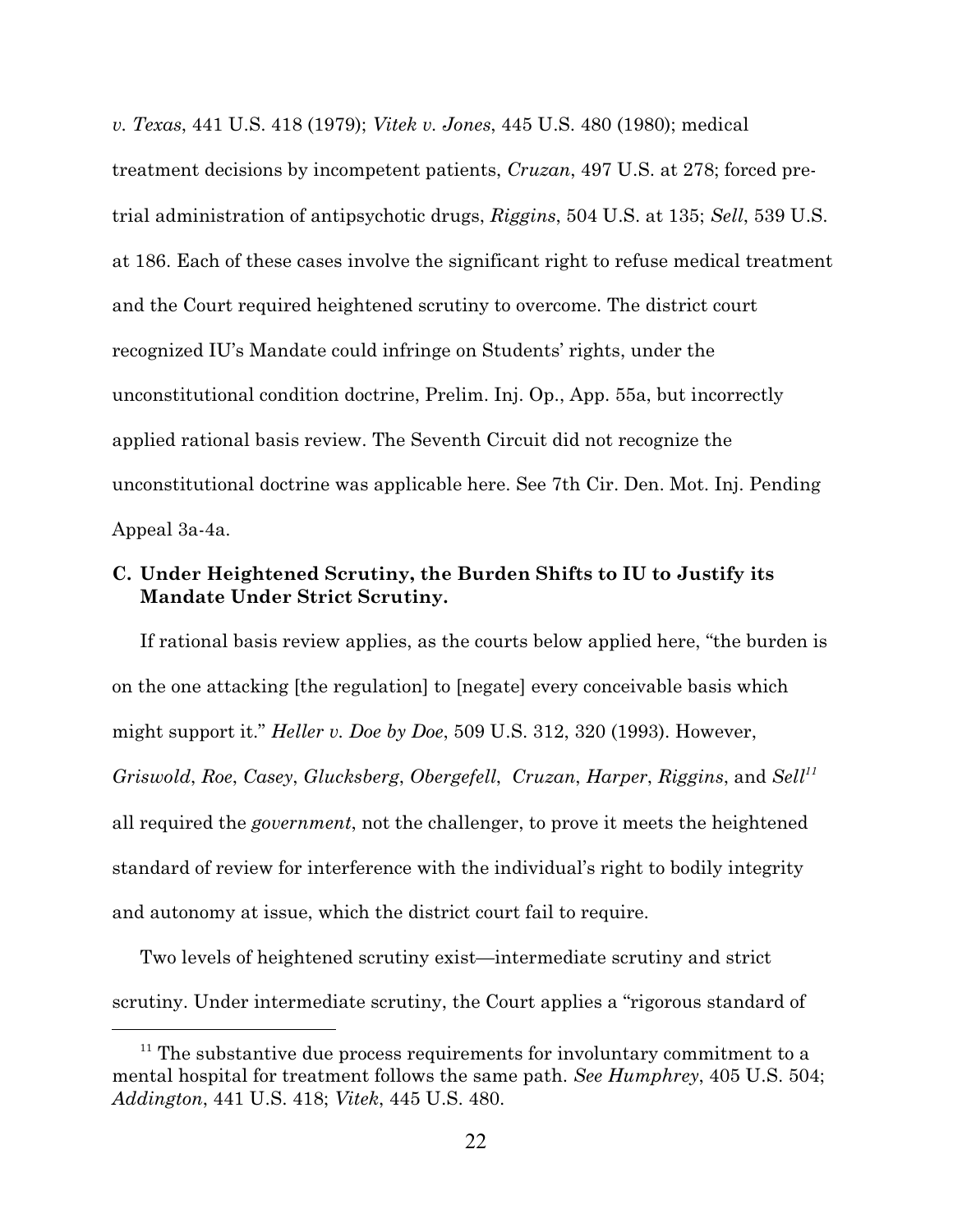*v. Texas*, 441 U.S. 418 (1979); *Vitek v. Jones*, 445 U.S. 480 (1980); medical treatment decisions by incompetent patients, *Cruzan*, 497 U.S. at 278; forced pre-trial administration of antipsychotic drugs, *Riggins*, 504 U.S. at 135; *Sell*, 539 U.S. at 186. Each of these cases involve the significant right to refuse medical treatment and the Court required heightened scrutiny to overcome. The district court recognized IU's Mandate could infringe on Students' rights, under the unconstitutional condition doctrine, Prelim. Inj. Op., App. 55a, but incorrectly applied rational basis review. The Seventh Circuit did not recognize the unconstitutional doctrine was applicable here. See 7th Cir. Den. Mot. Inj. Pending Appeal 3a-4a.

### C. Under Heightened Scrutiny, the Burden Shifts to IU to Justify its Mandate Under Strict Scrutiny.

If rational basis review applies, as the courts below applied here, "the burden is on the one attacking [the regulation] to [negate] every conceivable basis which might support it." *Heller v. Doe by Doe*, 509 U.S. 312, 320 (1993). However, *Griswold*, *Roe*, *Casey*, *Glucksberg*, *Obergefell*, *Cruzan*, *Harper*, *Riggins*, and *Sell*[11] all required the *government*, not the challenger, to prove it meets the heightened standard of review for interference with the individual's right to bodily integrity and autonomy at issue, which the district court fail to require.

Two levels of heightened scrutiny exist—intermediate scrutiny and strict scrutiny. Under intermediate scrutiny, the Court applies a "rigorous standard of

[11] The substantive due process requirements for involuntary commitment to a mental hospital for treatment follows the same path. *See Humphrey*, 405 U.S. 504; *Addington*, 441 U.S. 418; *Vitek*, 445 U.S. 480.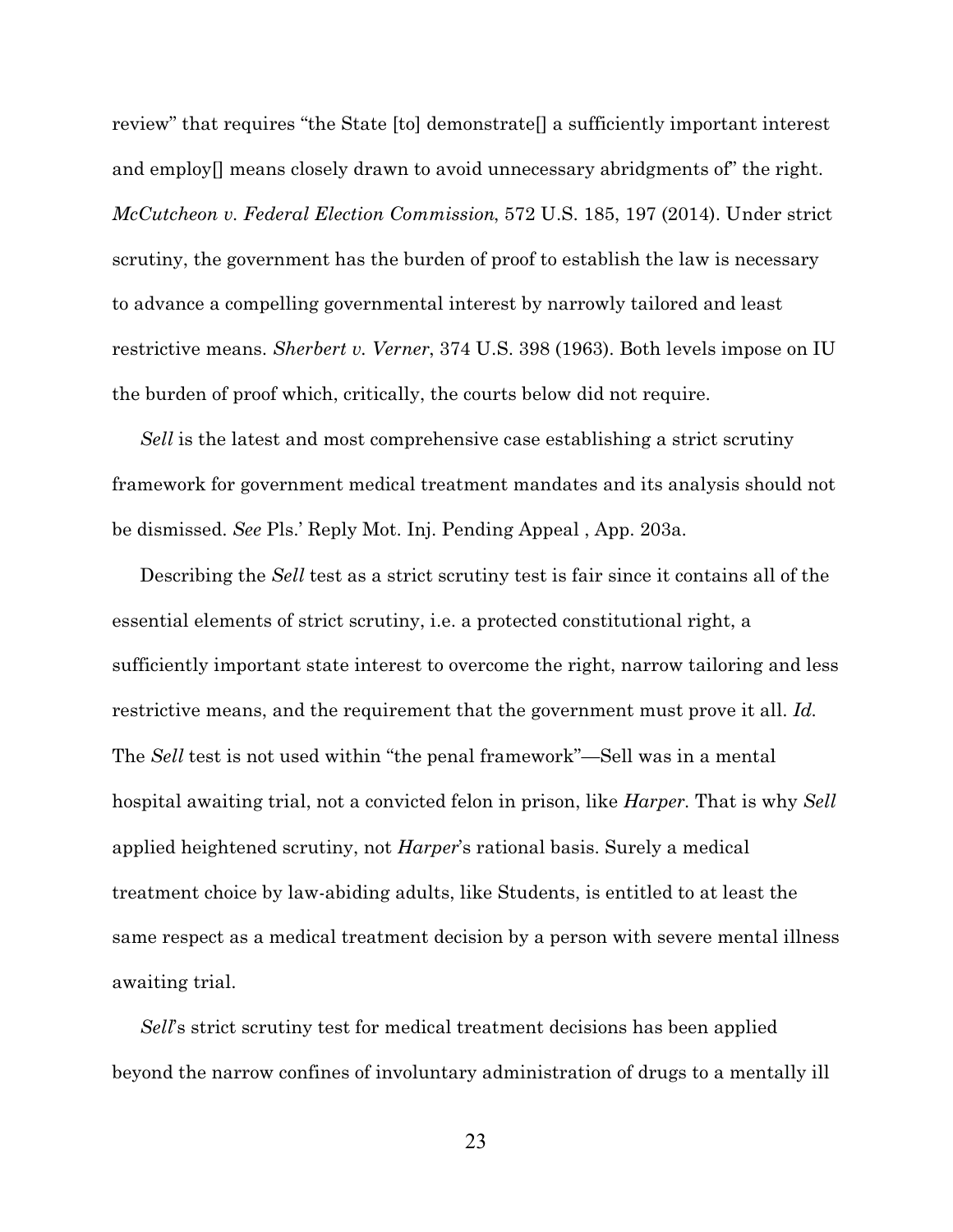review" that requires "the State [to] demonstrate[] a sufficiently important interest and employ[] means closely drawn to avoid unnecessary abridgments of" the right. *McCutcheon v. Federal Election Commission*, 572 U.S. 185, 197 (2014). Under strict scrutiny, the government has the burden of proof to establish the law is necessary to advance a compelling governmental interest by narrowly tailored and least restrictive means. *Sherbert v. Verner*, 374 U.S. 398 (1963). Both levels impose on IU the burden of proof which, critically, the courts below did not require.

*Sell* is the latest and most comprehensive case establishing a strict scrutiny framework for government medical treatment mandates and its analysis should not be dismissed. *See* Pls.' Reply Mot. Inj. Pending Appeal , App. 203a.

Describing the *Sell* test as a strict scrutiny test is fair since it contains all of the essential elements of strict scrutiny, i.e. a protected constitutional right, a sufficiently important state interest to overcome the right, narrow tailoring and less restrictive means, and the requirement that the government must prove it all. *Id.* The *Sell* test is not used within "the penal framework"—Sell was in a mental hospital awaiting trial, not a convicted felon in prison, like *Harper*. That is why *Sell* applied heightened scrutiny, not *Harper*'s rational basis. Surely a medical treatment choice by law-abiding adults, like Students, is entitled to at least the same respect as a medical treatment decision by a person with severe mental illness awaiting trial.

*Sell*'s strict scrutiny test for medical treatment decisions has been applied beyond the narrow confines of involuntary administration of drugs to a mentally ill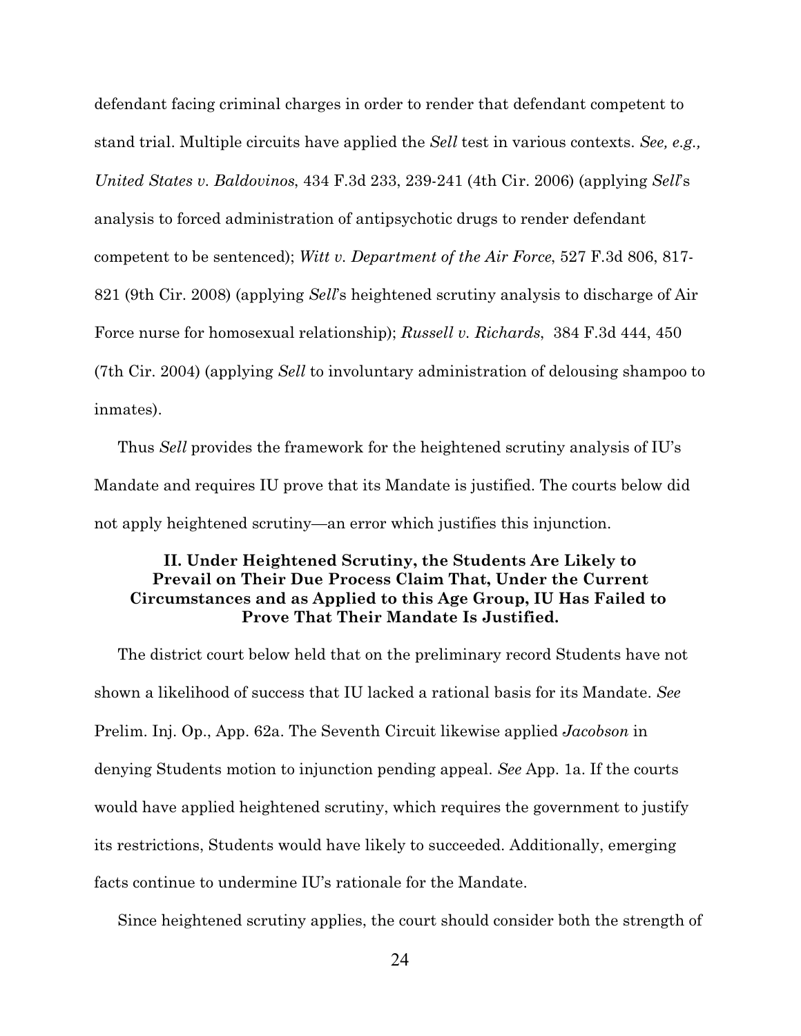defendant facing criminal charges in order to render that defendant competent to stand trial. Multiple circuits have applied the *Sell* test in various contexts. *See, e.g., United States v. Baldovinos*, 434 F.3d 233, 239-241 (4th Cir. 2006) (applying *Sell*'s analysis to forced administration of antipsychotic drugs to render defendant competent to be sentenced); *Witt v. Department of the Air Force*, 527 F.3d 806, 817-821 (9th Cir. 2008) (applying *Sell*'s heightened scrutiny analysis to discharge of Air Force nurse for homosexual relationship); *Russell v. Richards*, 384 F.3d 444, 450 (7th Cir. 2004) (applying *Sell* to involuntary administration of delousing shampoo to inmates).

Thus *Sell* provides the framework for the heightened scrutiny analysis of IU's Mandate and requires IU prove that its Mandate is justified. The courts below did not apply heightened scrutiny—an error which justifies this injunction.

## II. Under Heightened Scrutiny, the Students Are Likely to Prevail on Their Due Process Claim That, Under the Current Circumstances and as Applied to this Age Group, IU Has Failed to Prove That Their Mandate Is Justified.

The district court below held that on the preliminary record Students have not shown a likelihood of success that IU lacked a rational basis for its Mandate. *See* Prelim. Inj. Op., App. 62a. The Seventh Circuit likewise applied *Jacobson* in denying Students motion to injunction pending appeal. *See* App. 1a. If the courts would have applied heightened scrutiny, which requires the government to justify its restrictions, Students would have likely to succeeded. Additionally, emerging facts continue to undermine IU's rationale for the Mandate.

Since heightened scrutiny applies, the court should consider both the strength of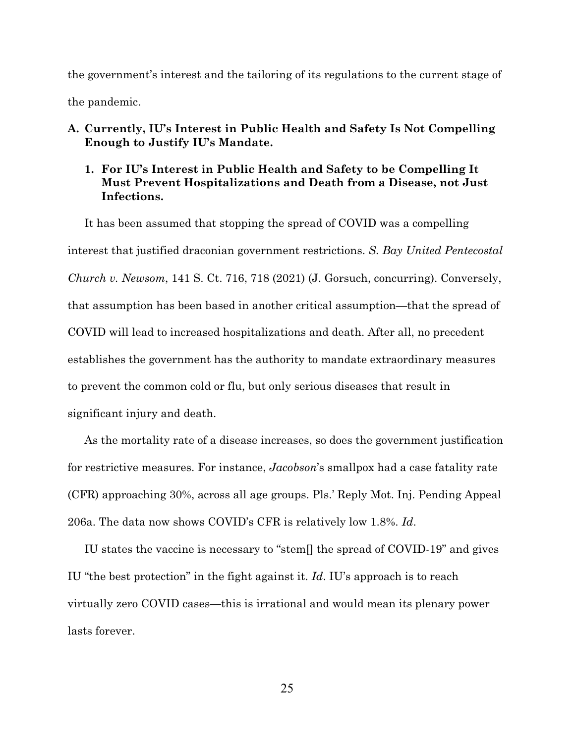the government's interest and the tailoring of its regulations to the current stage of the pandemic.

### A. Currently, IU's Interest in Public Health and Safety Is Not Compelling Enough to Justify IU's Mandate.

#### 1. For IU's Interest in Public Health and Safety to be Compelling It Must Prevent Hospitalizations and Death from a Disease, not Just Infections.

It has been assumed that stopping the spread of COVID was a compelling interest that justified draconian government restrictions. *S. Bay United Pentecostal Church v. Newsom*, 141 S. Ct. 716, 718 (2021) (J. Gorsuch, concurring). Conversely, that assumption has been based in another critical assumption—that the spread of COVID will lead to increased hospitalizations and death. After all, no precedent establishes the government has the authority to mandate extraordinary measures to prevent the common cold or flu, but only serious diseases that result in significant injury and death.

As the mortality rate of a disease increases, so does the government justification for restrictive measures. For instance, *Jacobson*'s smallpox had a case fatality rate (CFR) approaching 30%, across all age groups. Pls.' Reply Mot. Inj. Pending Appeal 206a. The data now shows COVID's CFR is relatively low 1.8%. *Id*.

IU states the vaccine is necessary to "stem[] the spread of COVID-19" and gives IU "the best protection" in the fight against it. *Id*. IU's approach is to reach virtually zero COVID cases—this is irrational and would mean its plenary power lasts forever.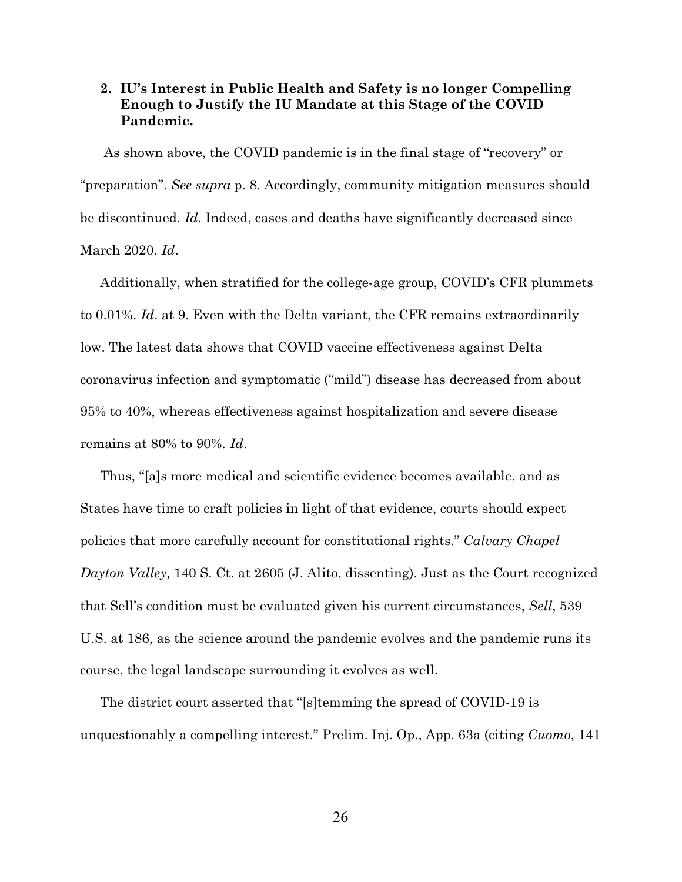**2. IU's Interest in Public Health and Safety is no longer Compelling Enough to Justify the IU Mandate at this Stage of the COVID Pandemic.**

As shown above, the COVID pandemic is in the final stage of "recovery" or "preparation". *See supra* p. 8. Accordingly, community mitigation measures should be discontinued. *Id*. Indeed, cases and deaths have significantly decreased since March 2020. *Id*.

Additionally, when stratified for the college-age group, COVID's CFR plummets to 0.01%. *Id*. at 9. Even with the Delta variant, the CFR remains extraordinarily low. The latest data shows that COVID vaccine effectiveness against Delta coronavirus infection and symptomatic ("mild") disease has decreased from about 95% to 40%, whereas effectiveness against hospitalization and severe disease remains at 80% to 90%. *Id*.

Thus, "[a]s more medical and scientific evidence becomes available, and as States have time to craft policies in light of that evidence, courts should expect policies that more carefully account for constitutional rights." *Calvary Chapel Dayton Valley,* 140 S. Ct. at 2605 (J. Alito, dissenting). Just as the Court recognized that Sell's condition must be evaluated given his current circumstances, *Sell*, 539 U.S. at 186, as the science around the pandemic evolves and the pandemic runs its course, the legal landscape surrounding it evolves as well.

The district court asserted that "[s]temming the spread of COVID-19 is unquestionably a compelling interest." Prelim. Inj. Op., App. 63a (citing *Cuomo*, 141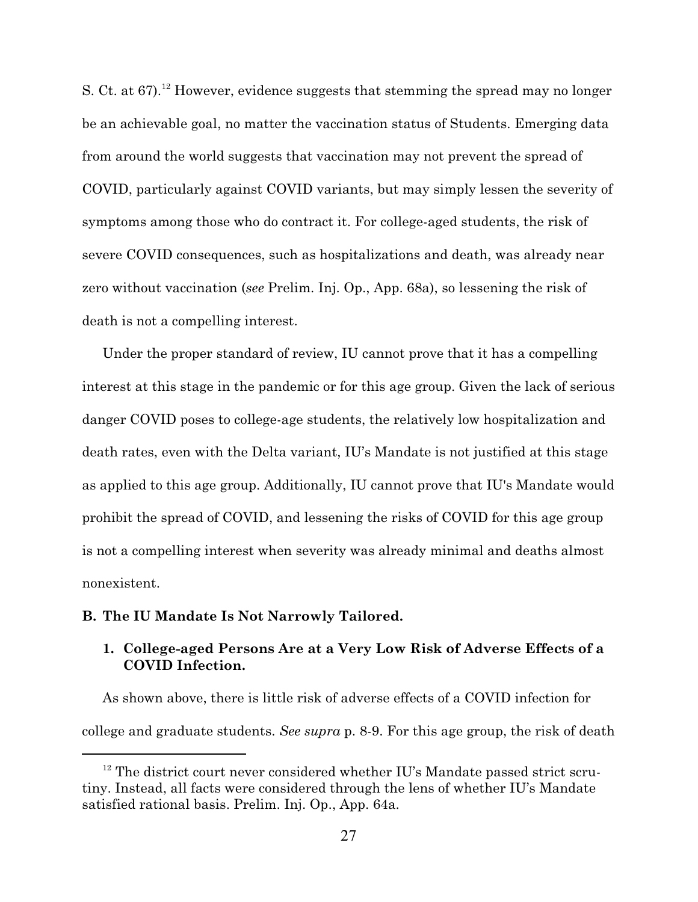S. Ct. at 67).[12] However, evidence suggests that stemming the spread may no longer be an achievable goal, no matter the vaccination status of Students. Emerging data from around the world suggests that vaccination may not prevent the spread of COVID, particularly against COVID variants, but may simply lessen the severity of symptoms among those who do contract it. For college-aged students, the risk of severe COVID consequences, such as hospitalizations and death, was already near zero without vaccination (*see* Prelim. Inj. Op., App. 68a), so lessening the risk of death is not a compelling interest.

Under the proper standard of review, IU cannot prove that it has a compelling interest at this stage in the pandemic or for this age group. Given the lack of serious danger COVID poses to college-age students, the relatively low hospitalization and death rates, even with the Delta variant, IU's Mandate is not justified at this stage as applied to this age group. Additionally, IU cannot prove that IU's Mandate would prohibit the spread of COVID, and lessening the risks of COVID for this age group is not a compelling interest when severity was already minimal and deaths almost nonexistent.

## B. The IU Mandate Is Not Narrowly Tailored.

### 1. College-aged Persons Are at a Very Low Risk of Adverse Effects of a COVID Infection.

As shown above, there is little risk of adverse effects of a COVID infection for college and graduate students. *See supra* p. 8-9. For this age group, the risk of death

[12] The district court never considered whether IU's Mandate passed strict scrutiny. Instead, all facts were considered through the lens of whether IU's Mandate satisfied rational basis. Prelim. Inj. Op., App. 64a.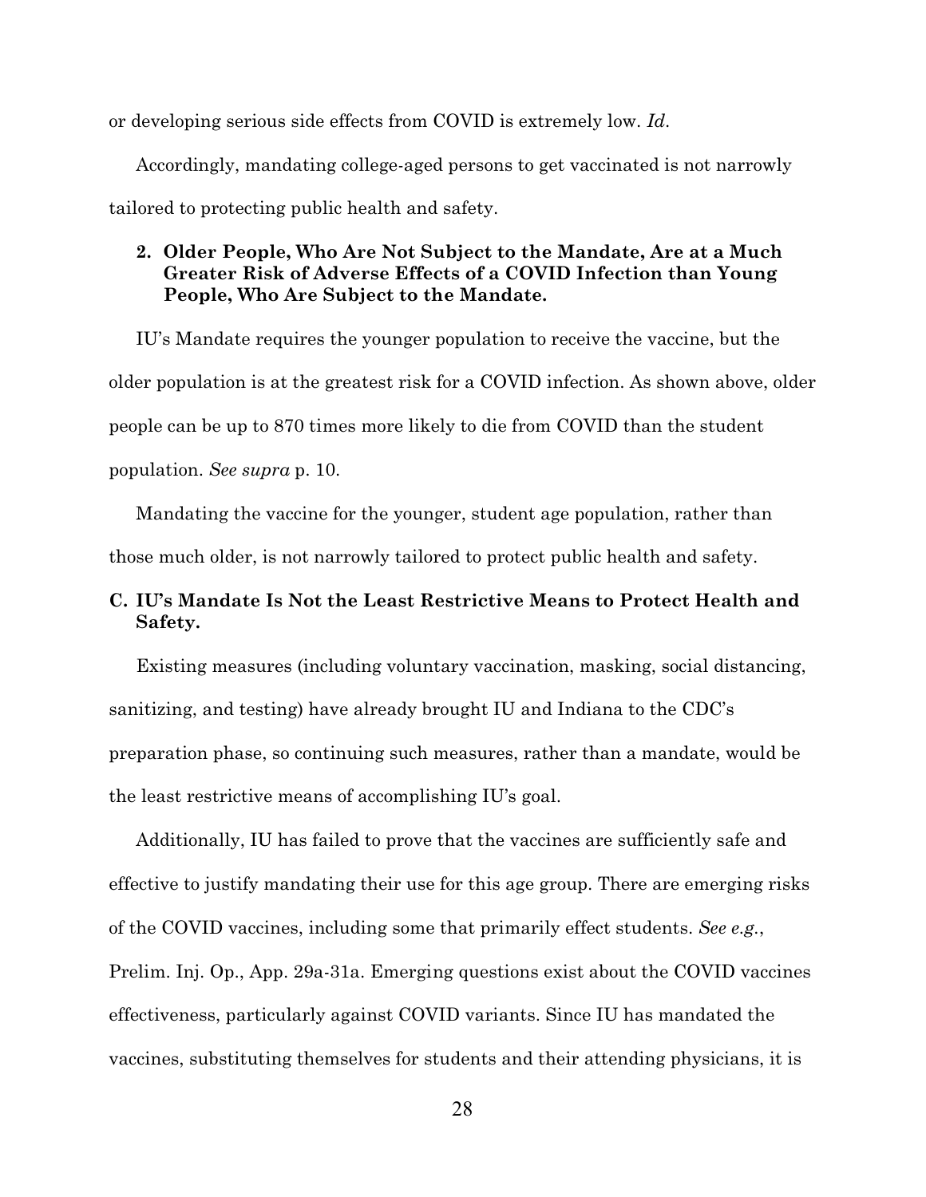or developing serious side effects from COVID is extremely low. *Id*.

Accordingly, mandating college-aged persons to get vaccinated is not narrowly tailored to protecting public health and safety.

### 2. Older People, Who Are Not Subject to the Mandate, Are at a Much Greater Risk of Adverse Effects of a COVID Infection than Young People, Who Are Subject to the Mandate.

IU's Mandate requires the younger population to receive the vaccine, but the older population is at the greatest risk for a COVID infection. As shown above, older people can be up to 870 times more likely to die from COVID than the student population. *See supra* p. 10.

Mandating the vaccine for the younger, student age population, rather than those much older, is not narrowly tailored to protect public health and safety.

## C. IU's Mandate Is Not the Least Restrictive Means to Protect Health and Safety.

Existing measures (including voluntary vaccination, masking, social distancing, sanitizing, and testing) have already brought IU and Indiana to the CDC's preparation phase, so continuing such measures, rather than a mandate, would be the least restrictive means of accomplishing IU's goal.

Additionally, IU has failed to prove that the vaccines are sufficiently safe and effective to justify mandating their use for this age group. There are emerging risks of the COVID vaccines, including some that primarily effect students. *See e.g.*, Prelim. Inj. Op., App. 29a-31a. Emerging questions exist about the COVID vaccines effectiveness, particularly against COVID variants. Since IU has mandated the vaccines, substituting themselves for students and their attending physicians, it is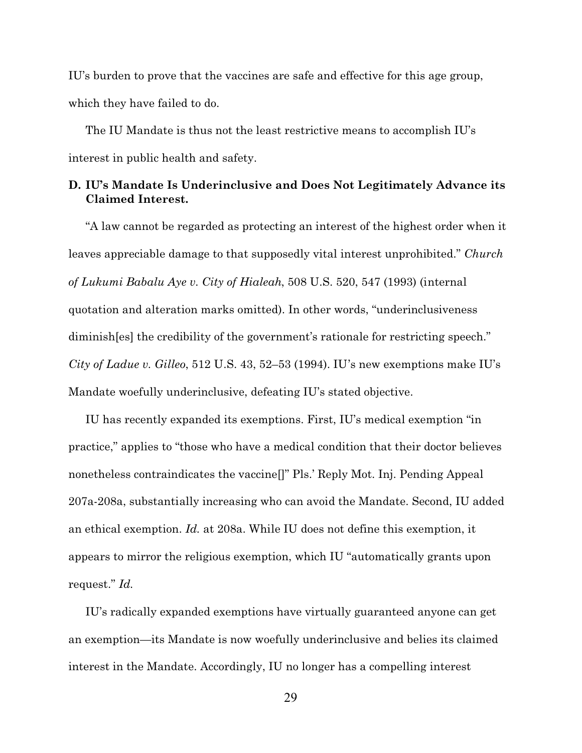IU's burden to prove that the vaccines are safe and effective for this age group, which they have failed to do.

The IU Mandate is thus not the least restrictive means to accomplish IU's interest in public health and safety.

### D. IU's Mandate Is Underinclusive and Does Not Legitimately Advance its Claimed Interest.

"A law cannot be regarded as protecting an interest of the highest order when it leaves appreciable damage to that supposedly vital interest unprohibited." *Church of Lukumi Babalu Aye v. City of Hialeah*, 508 U.S. 520, 547 (1993) (internal quotation and alteration marks omitted). In other words, "underinclusiveness diminish[es] the credibility of the government's rationale for restricting speech." *City of Ladue v. Gilleo*, 512 U.S. 43, 52–53 (1994). IU's new exemptions make IU's Mandate woefully underinclusive, defeating IU's stated objective.

IU has recently expanded its exemptions. First, IU's medical exemption "in practice," applies to "those who have a medical condition that their doctor believes nonetheless contraindicates the vaccine[]" Pls.' Reply Mot. Inj. Pending Appeal 207a-208a, substantially increasing who can avoid the Mandate. Second, IU added an ethical exemption. *Id.* at 208a. While IU does not define this exemption, it appears to mirror the religious exemption, which IU "automatically grants upon request." *Id.*

IU's radically expanded exemptions have virtually guaranteed anyone can get an exemption—its Mandate is now woefully underinclusive and belies its claimed interest in the Mandate. Accordingly, IU no longer has a compelling interest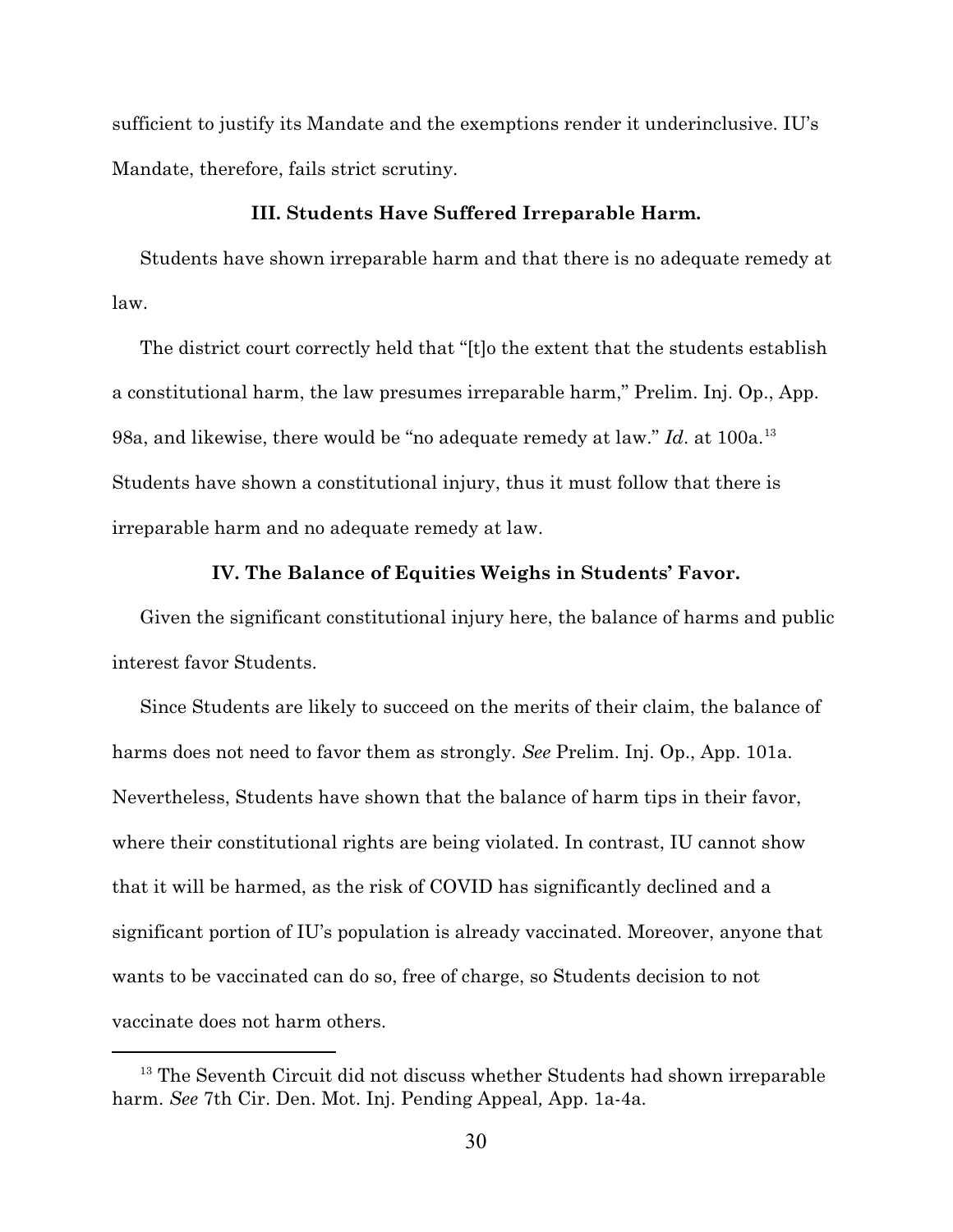sufficient to justify its Mandate and the exemptions render it underinclusive. IU's Mandate, therefore, fails strict scrutiny.

### III. Students Have Suffered Irreparable Harm.

Students have shown irreparable harm and that there is no adequate remedy at law.

The district court correctly held that "[t]o the extent that the students establish a constitutional harm, the law presumes irreparable harm," Prelim. Inj. Op., App. 98a, and likewise, there would be "no adequate remedy at law." *Id*. at 100a.[13] Students have shown a constitutional injury, thus it must follow that there is irreparable harm and no adequate remedy at law.

### IV. The Balance of Equities Weighs in Students' Favor.

Given the significant constitutional injury here, the balance of harms and public interest favor Students.

Since Students are likely to succeed on the merits of their claim, the balance of harms does not need to favor them as strongly. *See* Prelim. Inj. Op., App. 101a. Nevertheless, Students have shown that the balance of harm tips in their favor, where their constitutional rights are being violated. In contrast, IU cannot show that it will be harmed, as the risk of COVID has significantly declined and a significant portion of IU's population is already vaccinated. Moreover, anyone that wants to be vaccinated can do so, free of charge, so Students decision to not vaccinate does not harm others.

---

[13] The Seventh Circuit did not discuss whether Students had shown irreparable harm. *See* 7th Cir. Den. Mot. Inj. Pending Appeal, App. 1a-4a.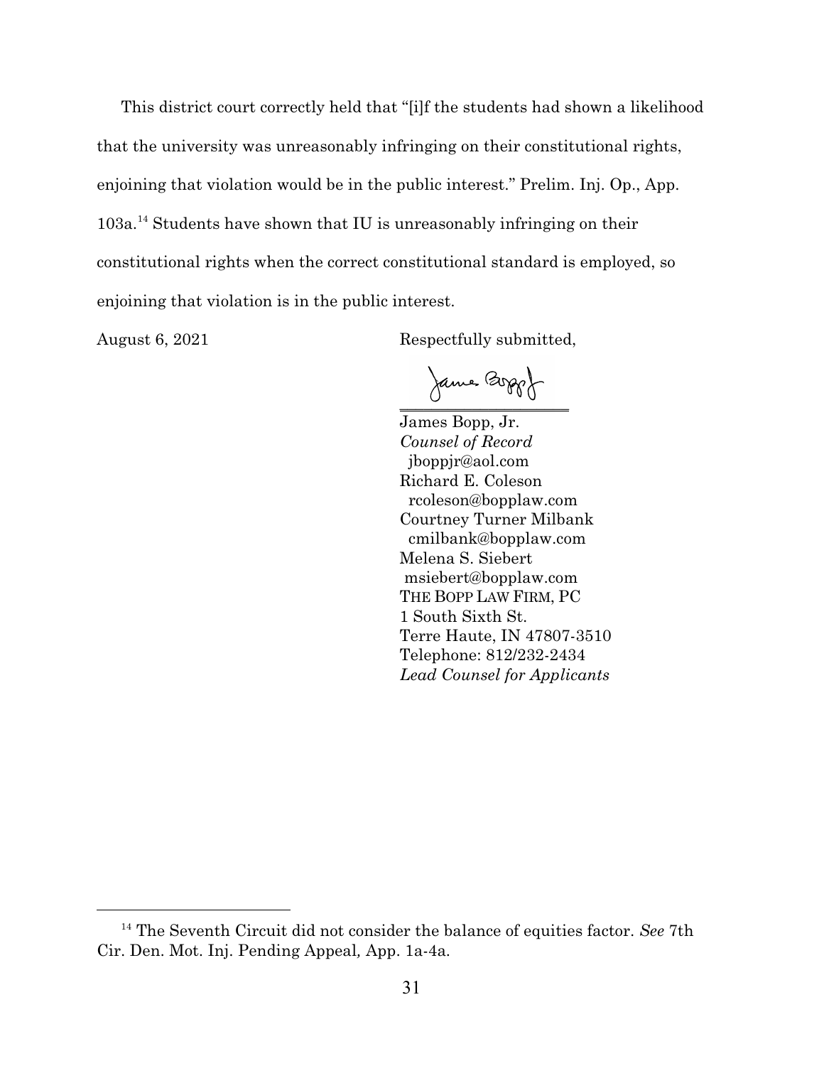This district court correctly held that "[i]f the students had shown a likelihood that the university was unreasonably infringing on their constitutional rights, enjoining that violation would be in the public interest." Prelim. Inj. Op., App. 103a.[14] Students have shown that IU is unreasonably infringing on their constitutional rights when the correct constitutional standard is employed, so enjoining that violation is in the public interest.

August 6, 2021

Respectfully submitted,

James Bopp, Jr.
*Counsel of Record*
jboppjr@aol.com
Richard E. Coleson
rcoleson@bopplaw.com
Courtney Turner Milbank
cmilbank@bopplaw.com
Melena S. Siebert
msiebert@bopplaw.com
THE BOPP LAW FIRM, PC
1 South Sixth St.
Terre Haute, IN 47807-3510
Telephone: 812/232-2434
*Lead Counsel for Applicants*

---

[14] The Seventh Circuit did not consider the balance of equities factor. *See* 7th Cir. Den. Mot. Inj. Pending Appeal, App. 1a-4a.